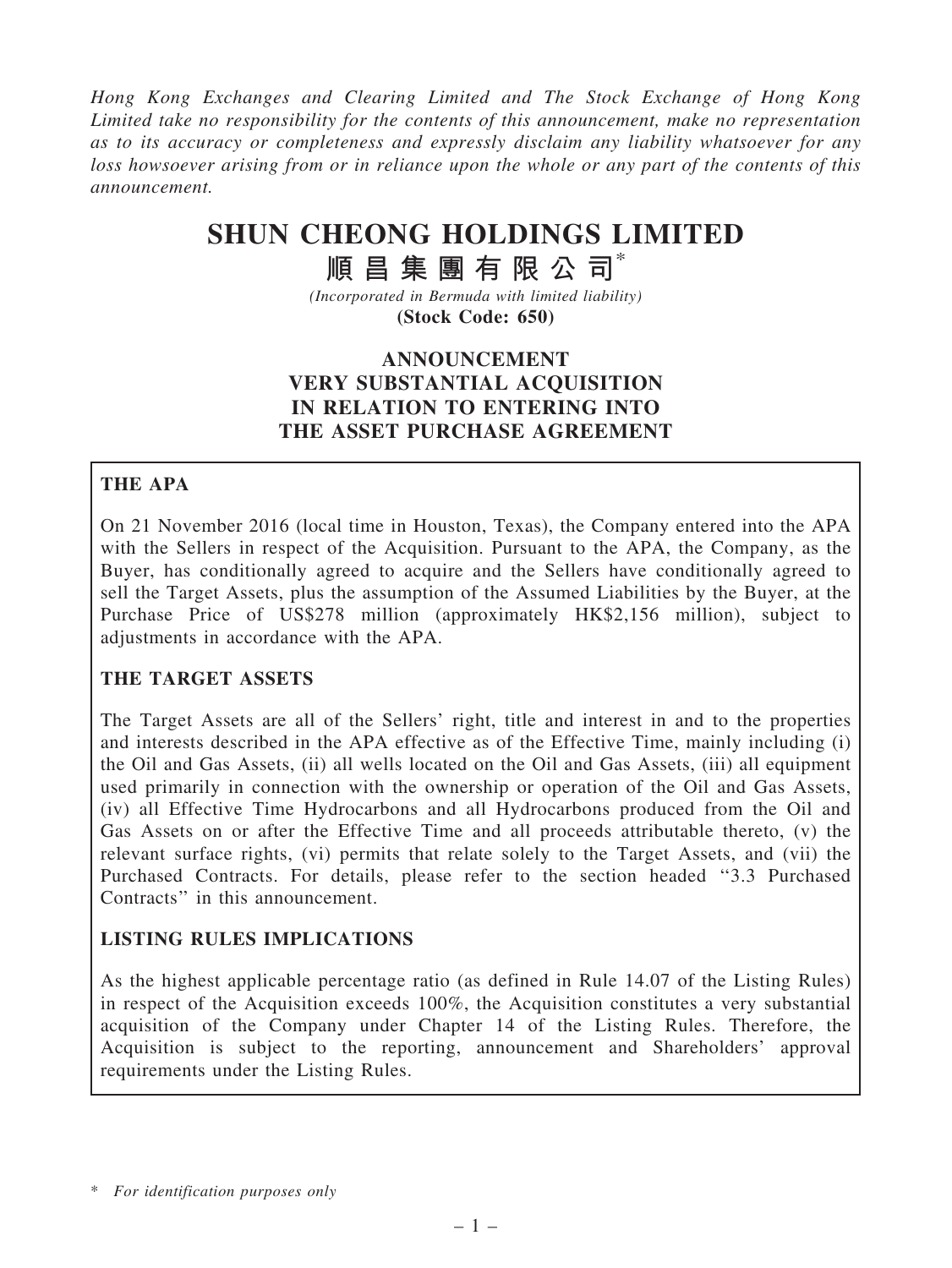*Hong Kong Exchanges and Clearing Limited and The Stock Exchange of Hong Kong Limited take no responsibility for the contents of this announcement, make no representation as to its accuracy or completeness and expressly disclaim any liability whatsoever for any loss howsoever arising from or in reliance upon the whole or any part of the contents of this announcement.*

# SHUN CHEONG HOLDINGS LIMITED

# 順昌集團有限公司*

*(Incorporated in Bermuda with limited liability)*

**(Stock Code: 650)**

## ANNOUNCEMENT
## VERY SUBSTANTIAL ACQUISITION
## IN RELATION TO ENTERING INTO
## THE ASSET PURCHASE AGREEMENT

**THE APA**

On 21 November 2016 (local time in Houston, Texas), the Company entered into the APA with the Sellers in respect of the Acquisition. Pursuant to the APA, the Company, as the Buyer, has conditionally agreed to acquire and the Sellers have conditionally agreed to sell the Target Assets, plus the assumption of the Assumed Liabilities by the Buyer, at the Purchase Price of US$278 million (approximately HK$2,156 million), subject to adjustments in accordance with the APA.

**THE TARGET ASSETS**

The Target Assets are all of the Sellers' right, title and interest in and to the properties and interests described in the APA effective as of the Effective Time, mainly including (i) the Oil and Gas Assets, (ii) all wells located on the Oil and Gas Assets, (iii) all equipment used primarily in connection with the ownership or operation of the Oil and Gas Assets, (iv) all Effective Time Hydrocarbons and all Hydrocarbons produced from the Oil and Gas Assets on or after the Effective Time and all proceeds attributable thereto, (v) the relevant surface rights, (vi) permits that relate solely to the Target Assets, and (vii) the Purchased Contracts. For details, please refer to the section headed "3.3 Purchased Contracts" in this announcement.

**LISTING RULES IMPLICATIONS**

As the highest applicable percentage ratio (as defined in Rule 14.07 of the Listing Rules) in respect of the Acquisition exceeds 100%, the Acquisition constitutes a very substantial acquisition of the Company under Chapter 14 of the Listing Rules. Therefore, the Acquisition is subject to the reporting, announcement and Shareholders' approval requirements under the Listing Rules.

\* *For identification purposes only*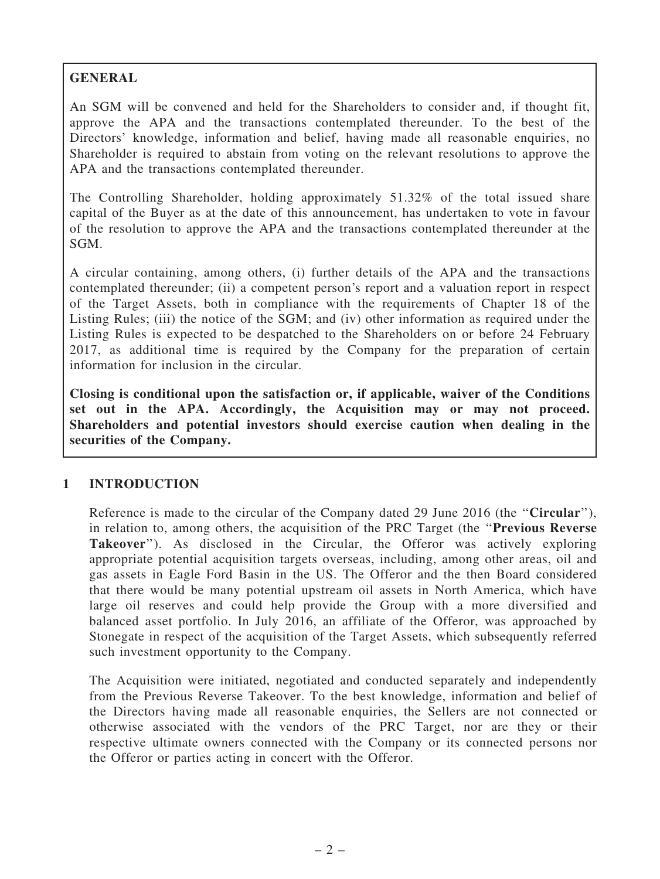## GENERAL

An SGM will be convened and held for the Shareholders to consider and, if thought fit, approve the APA and the transactions contemplated thereunder. To the best of the Directors' knowledge, information and belief, having made all reasonable enquiries, no Shareholder is required to abstain from voting on the relevant resolutions to approve the APA and the transactions contemplated thereunder.

The Controlling Shareholder, holding approximately 51.32% of the total issued share capital of the Buyer as at the date of this announcement, has undertaken to vote in favour of the resolution to approve the APA and the transactions contemplated thereunder at the SGM.

A circular containing, among others, (i) further details of the APA and the transactions contemplated thereunder; (ii) a competent person's report and a valuation report in respect of the Target Assets, both in compliance with the requirements of Chapter 18 of the Listing Rules; (iii) the notice of the SGM; and (iv) other information as required under the Listing Rules is expected to be despatched to the Shareholders on or before 24 February 2017, as additional time is required by the Company for the preparation of certain information for inclusion in the circular.

**Closing is conditional upon the satisfaction or, if applicable, waiver of the Conditions set out in the APA. Accordingly, the Acquisition may or may not proceed. Shareholders and potential investors should exercise caution when dealing in the securities of the Company.**

## 1 INTRODUCTION

Reference is made to the circular of the Company dated 29 June 2016 (the "**Circular**"), in relation to, among others, the acquisition of the PRC Target (the "**Previous Reverse Takeover**"). As disclosed in the Circular, the Offeror was actively exploring appropriate potential acquisition targets overseas, including, among other areas, oil and gas assets in Eagle Ford Basin in the US. The Offeror and the then Board considered that there would be many potential upstream oil assets in North America, which have large oil reserves and could help provide the Group with a more diversified and balanced asset portfolio. In July 2016, an affiliate of the Offeror, was approached by Stonegate in respect of the acquisition of the Target Assets, which subsequently referred such investment opportunity to the Company.

The Acquisition were initiated, negotiated and conducted separately and independently from the Previous Reverse Takeover. To the best knowledge, information and belief of the Directors having made all reasonable enquiries, the Sellers are not connected or otherwise associated with the vendors of the PRC Target, nor are they or their respective ultimate owners connected with the Company or its connected persons nor the Offeror or parties acting in concert with the Offeror.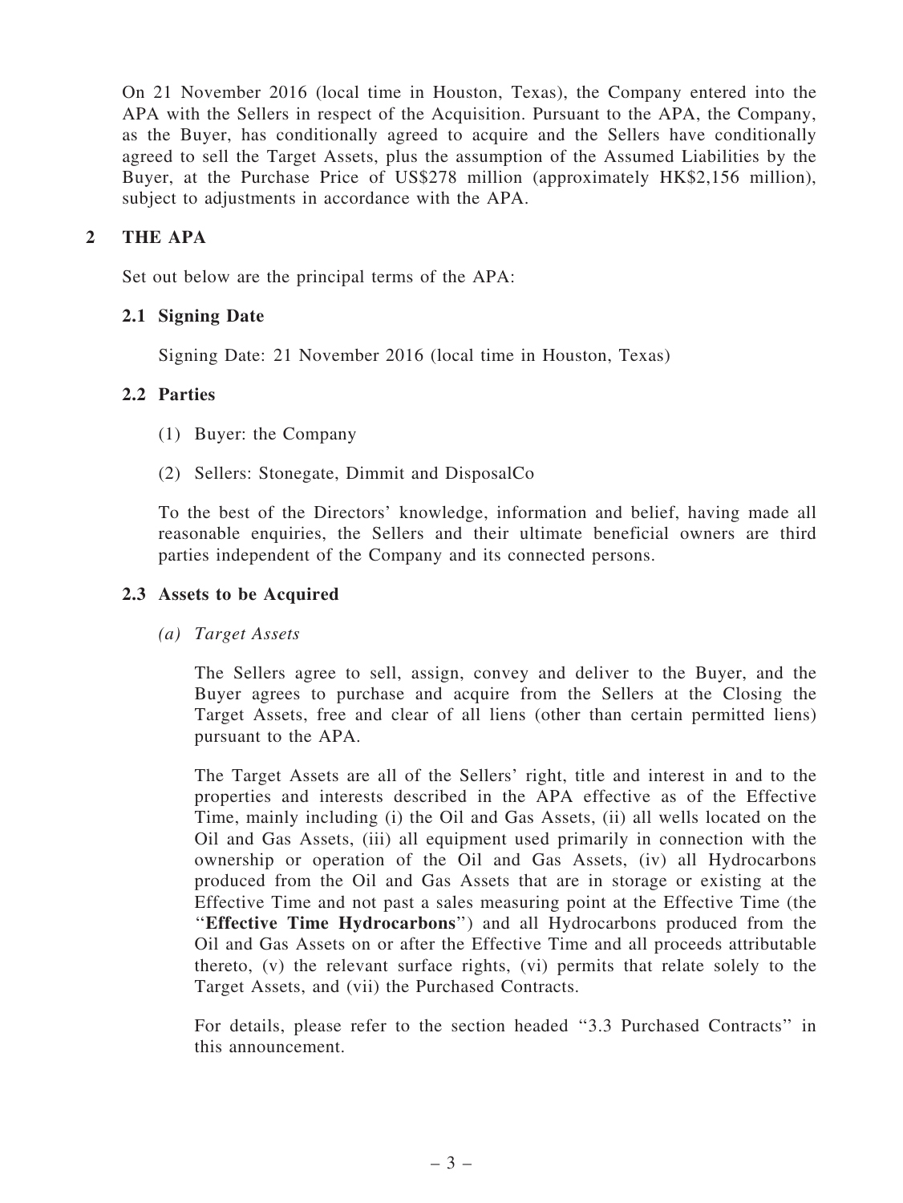On 21 November 2016 (local time in Houston, Texas), the Company entered into the APA with the Sellers in respect of the Acquisition. Pursuant to the APA, the Company, as the Buyer, has conditionally agreed to acquire and the Sellers have conditionally agreed to sell the Target Assets, plus the assumption of the Assumed Liabilities by the Buyer, at the Purchase Price of US$278 million (approximately HK$2,156 million), subject to adjustments in accordance with the APA.

## 2 THE APA

Set out below are the principal terms of the APA:

### 2.1 Signing Date

Signing Date: 21 November 2016 (local time in Houston, Texas)

### 2.2 Parties

(1) Buyer: the Company

(2) Sellers: Stonegate, Dimmit and DisposalCo

To the best of the Directors' knowledge, information and belief, having made all reasonable enquiries, the Sellers and their ultimate beneficial owners are third parties independent of the Company and its connected persons.

### 2.3 Assets to be Acquired

*(a) Target Assets*

The Sellers agree to sell, assign, convey and deliver to the Buyer, and the Buyer agrees to purchase and acquire from the Sellers at the Closing the Target Assets, free and clear of all liens (other than certain permitted liens) pursuant to the APA.

The Target Assets are all of the Sellers' right, title and interest in and to the properties and interests described in the APA effective as of the Effective Time, mainly including (i) the Oil and Gas Assets, (ii) all wells located on the Oil and Gas Assets, (iii) all equipment used primarily in connection with the ownership or operation of the Oil and Gas Assets, (iv) all Hydrocarbons produced from the Oil and Gas Assets that are in storage or existing at the Effective Time and not past a sales measuring point at the Effective Time (the "**Effective Time Hydrocarbons**") and all Hydrocarbons produced from the Oil and Gas Assets on or after the Effective Time and all proceeds attributable thereto, (v) the relevant surface rights, (vi) permits that relate solely to the Target Assets, and (vii) the Purchased Contracts.

For details, please refer to the section headed "3.3 Purchased Contracts" in this announcement.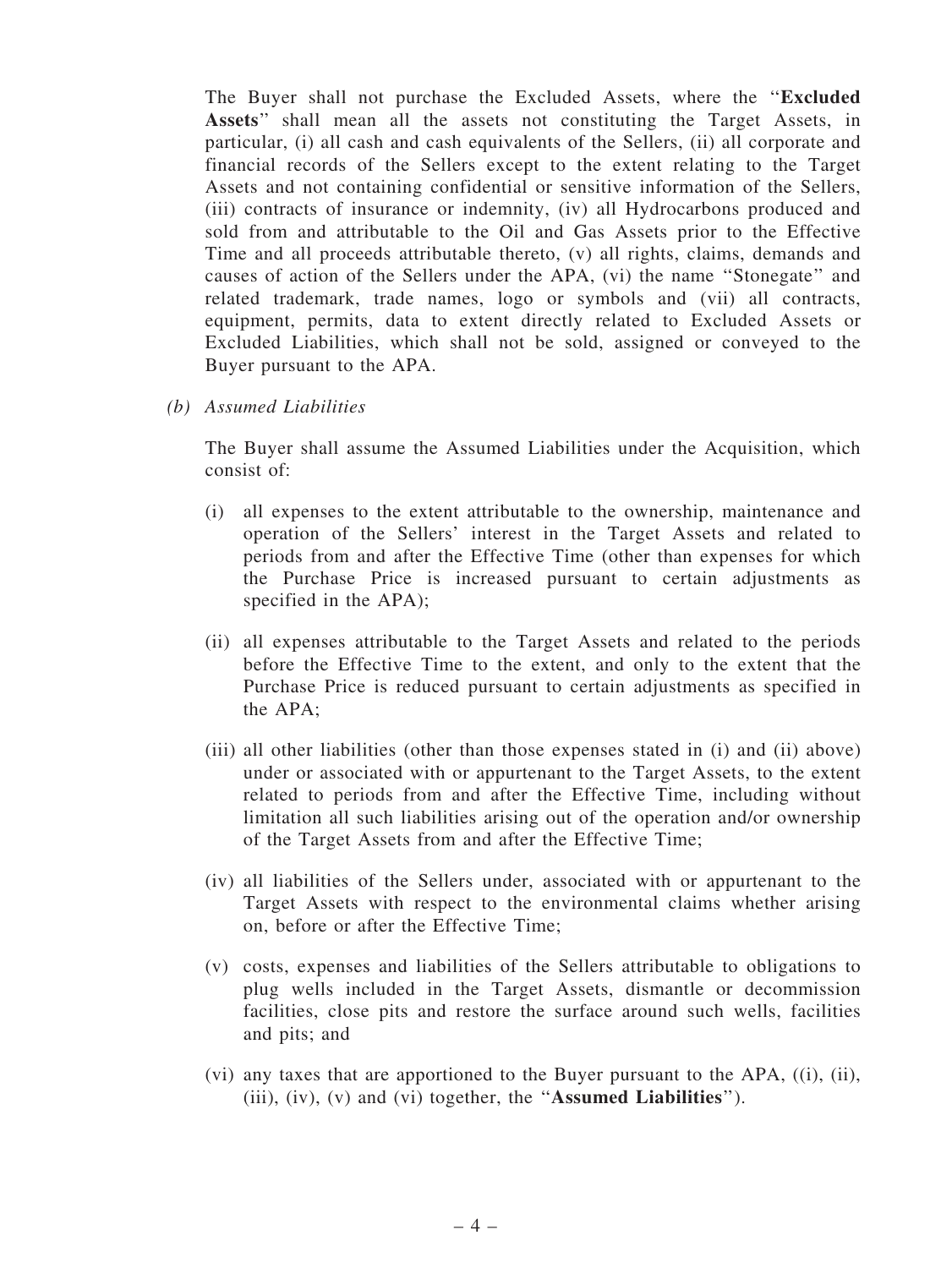The Buyer shall not purchase the Excluded Assets, where the "**Excluded Assets**" shall mean all the assets not constituting the Target Assets, in particular, (i) all cash and cash equivalents of the Sellers, (ii) all corporate and financial records of the Sellers except to the extent relating to the Target Assets and not containing confidential or sensitive information of the Sellers, (iii) contracts of insurance or indemnity, (iv) all Hydrocarbons produced and sold from and attributable to the Oil and Gas Assets prior to the Effective Time and all proceeds attributable thereto, (v) all rights, claims, demands and causes of action of the Sellers under the APA, (vi) the name "Stonegate" and related trademark, trade names, logo or symbols and (vii) all contracts, equipment, permits, data to extent directly related to Excluded Assets or Excluded Liabilities, which shall not be sold, assigned or conveyed to the Buyer pursuant to the APA.

*(b) Assumed Liabilities*

The Buyer shall assume the Assumed Liabilities under the Acquisition, which consist of:

(i) all expenses to the extent attributable to the ownership, maintenance and operation of the Sellers' interest in the Target Assets and related to periods from and after the Effective Time (other than expenses for which the Purchase Price is increased pursuant to certain adjustments as specified in the APA);

(ii) all expenses attributable to the Target Assets and related to the periods before the Effective Time to the extent, and only to the extent that the Purchase Price is reduced pursuant to certain adjustments as specified in the APA;

(iii) all other liabilities (other than those expenses stated in (i) and (ii) above) under or associated with or appurtenant to the Target Assets, to the extent related to periods from and after the Effective Time, including without limitation all such liabilities arising out of the operation and/or ownership of the Target Assets from and after the Effective Time;

(iv) all liabilities of the Sellers under, associated with or appurtenant to the Target Assets with respect to the environmental claims whether arising on, before or after the Effective Time;

(v) costs, expenses and liabilities of the Sellers attributable to obligations to plug wells included in the Target Assets, dismantle or decommission facilities, close pits and restore the surface around such wells, facilities and pits; and

(vi) any taxes that are apportioned to the Buyer pursuant to the APA, ((i), (ii), (iii), (iv), (v) and (vi) together, the "**Assumed Liabilities**").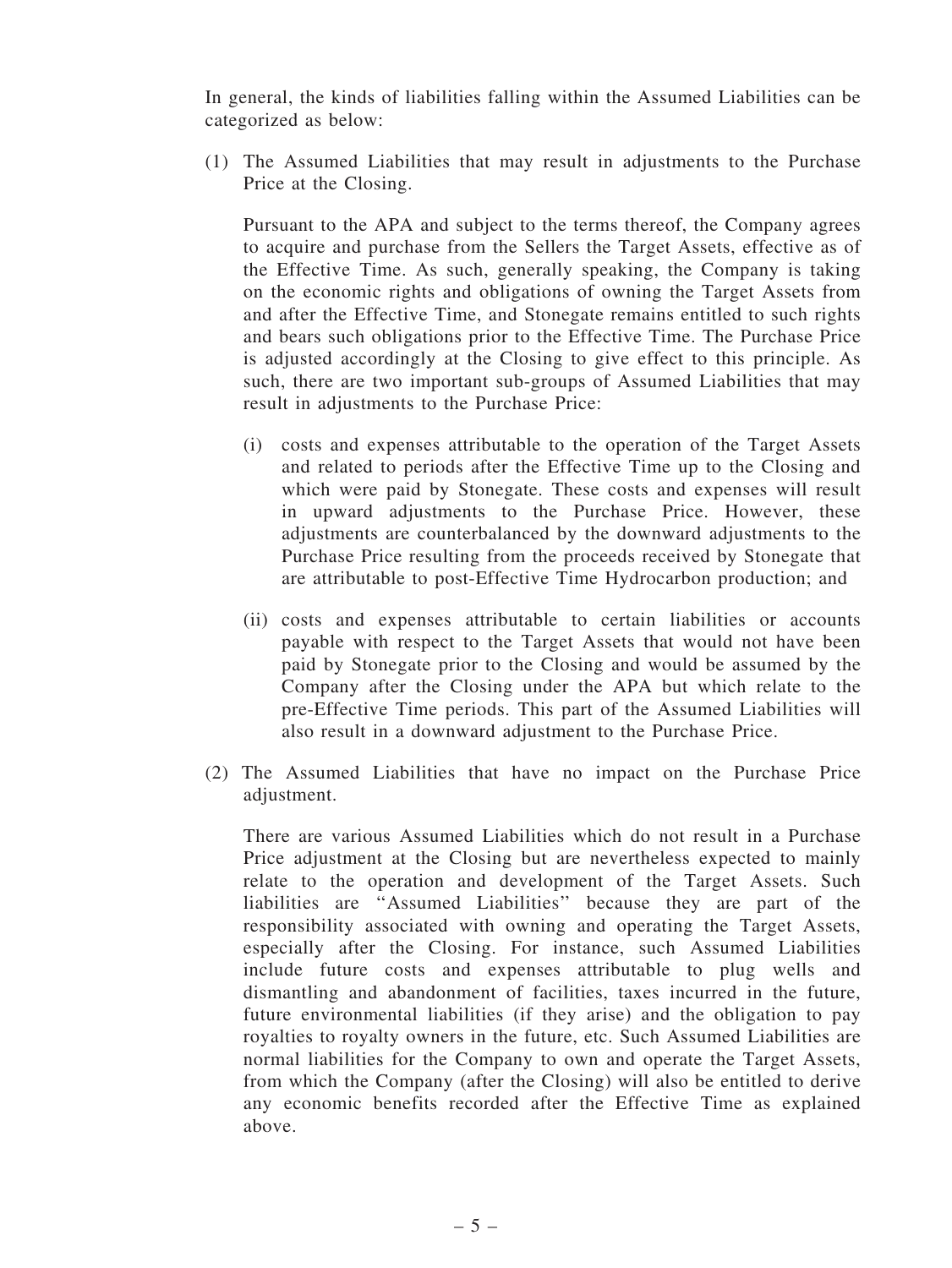In general, the kinds of liabilities falling within the Assumed Liabilities can be categorized as below:

(1) The Assumed Liabilities that may result in adjustments to the Purchase Price at the Closing.

Pursuant to the APA and subject to the terms thereof, the Company agrees to acquire and purchase from the Sellers the Target Assets, effective as of the Effective Time. As such, generally speaking, the Company is taking on the economic rights and obligations of owning the Target Assets from and after the Effective Time, and Stonegate remains entitled to such rights and bears such obligations prior to the Effective Time. The Purchase Price is adjusted accordingly at the Closing to give effect to this principle. As such, there are two important sub-groups of Assumed Liabilities that may result in adjustments to the Purchase Price:

(i) costs and expenses attributable to the operation of the Target Assets and related to periods after the Effective Time up to the Closing and which were paid by Stonegate. These costs and expenses will result in upward adjustments to the Purchase Price. However, these adjustments are counterbalanced by the downward adjustments to the Purchase Price resulting from the proceeds received by Stonegate that are attributable to post-Effective Time Hydrocarbon production; and

(ii) costs and expenses attributable to certain liabilities or accounts payable with respect to the Target Assets that would not have been paid by Stonegate prior to the Closing and would be assumed by the Company after the Closing under the APA but which relate to the pre-Effective Time periods. This part of the Assumed Liabilities will also result in a downward adjustment to the Purchase Price.

(2) The Assumed Liabilities that have no impact on the Purchase Price adjustment.

There are various Assumed Liabilities which do not result in a Purchase Price adjustment at the Closing but are nevertheless expected to mainly relate to the operation and development of the Target Assets. Such liabilities are "Assumed Liabilities" because they are part of the responsibility associated with owning and operating the Target Assets, especially after the Closing. For instance, such Assumed Liabilities include future costs and expenses attributable to plug wells and dismantling and abandonment of facilities, taxes incurred in the future, future environmental liabilities (if they arise) and the obligation to pay royalties to royalty owners in the future, etc. Such Assumed Liabilities are normal liabilities for the Company to own and operate the Target Assets, from which the Company (after the Closing) will also be entitled to derive any economic benefits recorded after the Effective Time as explained above.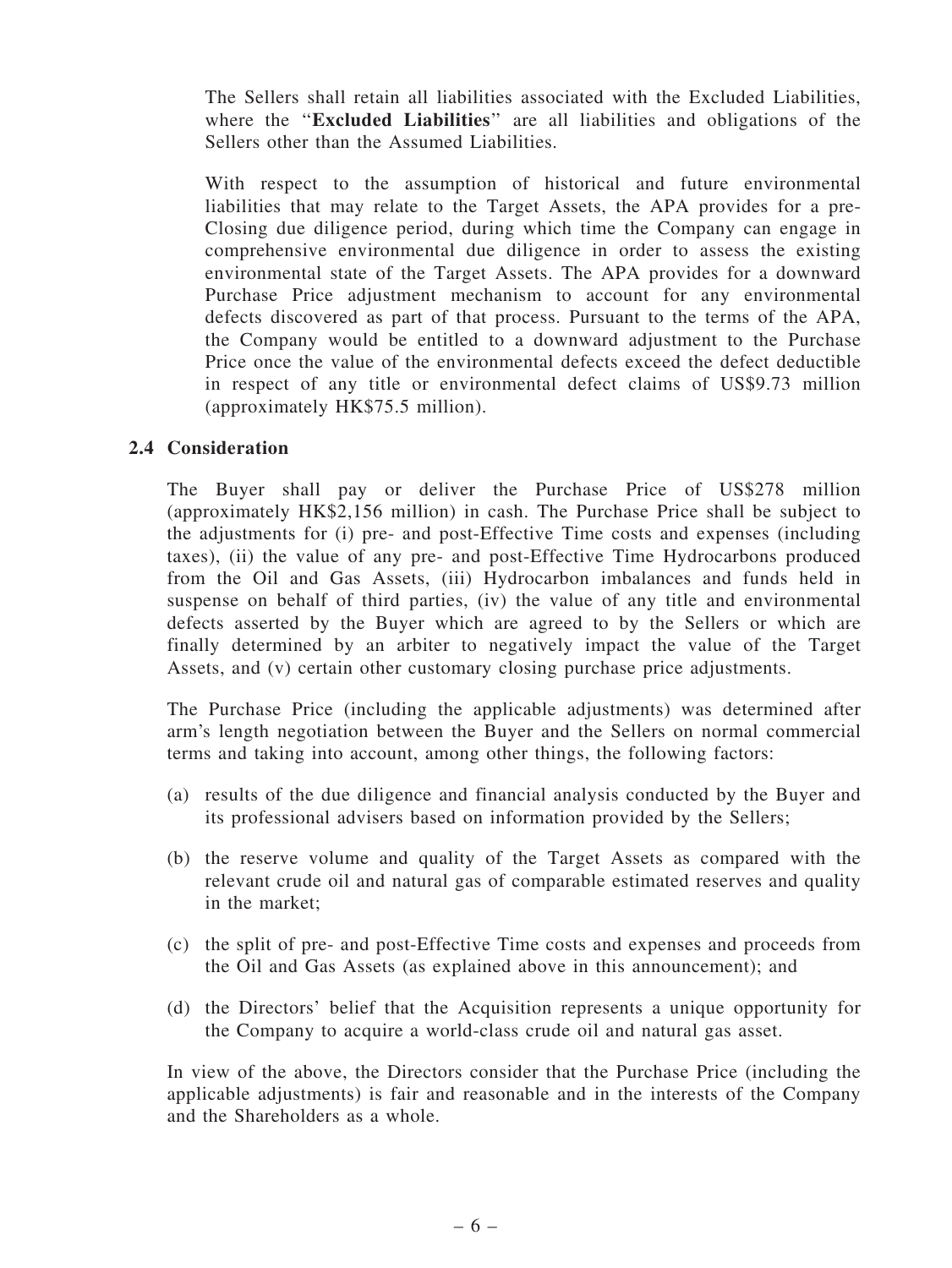The Sellers shall retain all liabilities associated with the Excluded Liabilities, where the "**Excluded Liabilities**" are all liabilities and obligations of the Sellers other than the Assumed Liabilities.

With respect to the assumption of historical and future environmental liabilities that may relate to the Target Assets, the APA provides for a pre-Closing due diligence period, during which time the Company can engage in comprehensive environmental due diligence in order to assess the existing environmental state of the Target Assets. The APA provides for a downward Purchase Price adjustment mechanism to account for any environmental defects discovered as part of that process. Pursuant to the terms of the APA, the Company would be entitled to a downward adjustment to the Purchase Price once the value of the environmental defects exceed the defect deductible in respect of any title or environmental defect claims of US$9.73 million (approximately HK$75.5 million).

### 2.4 Consideration

The Buyer shall pay or deliver the Purchase Price of US$278 million (approximately HK$2,156 million) in cash. The Purchase Price shall be subject to the adjustments for (i) pre- and post-Effective Time costs and expenses (including taxes), (ii) the value of any pre- and post-Effective Time Hydrocarbons produced from the Oil and Gas Assets, (iii) Hydrocarbon imbalances and funds held in suspense on behalf of third parties, (iv) the value of any title and environmental defects asserted by the Buyer which are agreed to by the Sellers or which are finally determined by an arbiter to negatively impact the value of the Target Assets, and (v) certain other customary closing purchase price adjustments.

The Purchase Price (including the applicable adjustments) was determined after arm's length negotiation between the Buyer and the Sellers on normal commercial terms and taking into account, among other things, the following factors:

(a) results of the due diligence and financial analysis conducted by the Buyer and its professional advisers based on information provided by the Sellers;

(b) the reserve volume and quality of the Target Assets as compared with the relevant crude oil and natural gas of comparable estimated reserves and quality in the market;

(c) the split of pre- and post-Effective Time costs and expenses and proceeds from the Oil and Gas Assets (as explained above in this announcement); and

(d) the Directors' belief that the Acquisition represents a unique opportunity for the Company to acquire a world-class crude oil and natural gas asset.

In view of the above, the Directors consider that the Purchase Price (including the applicable adjustments) is fair and reasonable and in the interests of the Company and the Shareholders as a whole.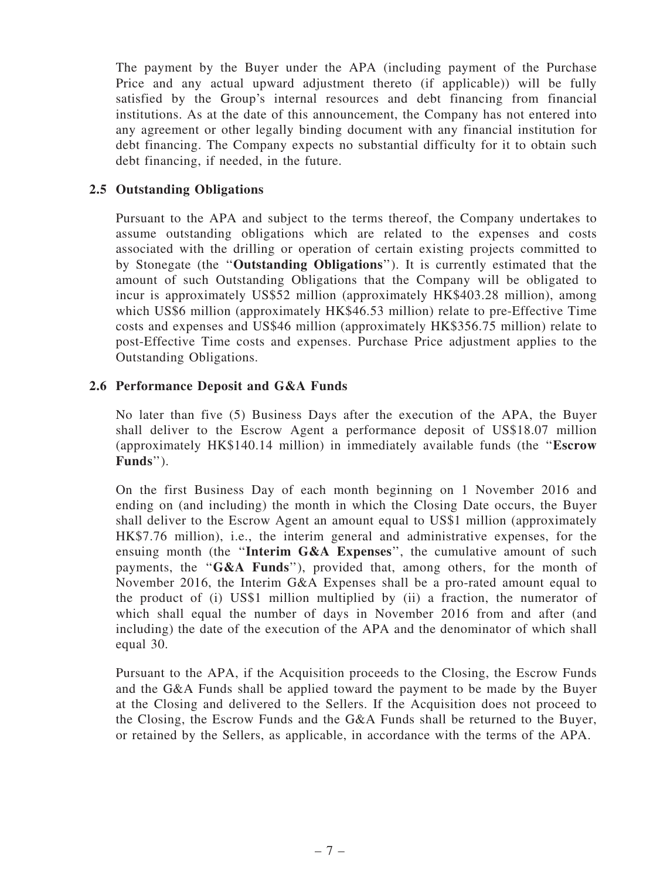The payment by the Buyer under the APA (including payment of the Purchase Price and any actual upward adjustment thereto (if applicable)) will be fully satisfied by the Group's internal resources and debt financing from financial institutions. As at the date of this announcement, the Company has not entered into any agreement or other legally binding document with any financial institution for debt financing. The Company expects no substantial difficulty for it to obtain such debt financing, if needed, in the future.

### 2.5 Outstanding Obligations

Pursuant to the APA and subject to the terms thereof, the Company undertakes to assume outstanding obligations which are related to the expenses and costs associated with the drilling or operation of certain existing projects committed to by Stonegate (the "**Outstanding Obligations**"). It is currently estimated that the amount of such Outstanding Obligations that the Company will be obligated to incur is approximately US$52 million (approximately HK$403.28 million), among which US$6 million (approximately HK$46.53 million) relate to pre-Effective Time costs and expenses and US$46 million (approximately HK$356.75 million) relate to post-Effective Time costs and expenses. Purchase Price adjustment applies to the Outstanding Obligations.

### 2.6 Performance Deposit and G&A Funds

No later than five (5) Business Days after the execution of the APA, the Buyer shall deliver to the Escrow Agent a performance deposit of US$18.07 million (approximately HK$140.14 million) in immediately available funds (the "**Escrow Funds**").

On the first Business Day of each month beginning on 1 November 2016 and ending on (and including) the month in which the Closing Date occurs, the Buyer shall deliver to the Escrow Agent an amount equal to US$1 million (approximately HK$7.76 million), i.e., the interim general and administrative expenses, for the ensuing month (the "**Interim G&A Expenses**", the cumulative amount of such payments, the "**G&A Funds**"), provided that, among others, for the month of November 2016, the Interim G&A Expenses shall be a pro-rated amount equal to the product of (i) US$1 million multiplied by (ii) a fraction, the numerator of which shall equal the number of days in November 2016 from and after (and including) the date of the execution of the APA and the denominator of which shall equal 30.

Pursuant to the APA, if the Acquisition proceeds to the Closing, the Escrow Funds and the G&A Funds shall be applied toward the payment to be made by the Buyer at the Closing and delivered to the Sellers. If the Acquisition does not proceed to the Closing, the Escrow Funds and the G&A Funds shall be returned to the Buyer, or retained by the Sellers, as applicable, in accordance with the terms of the APA.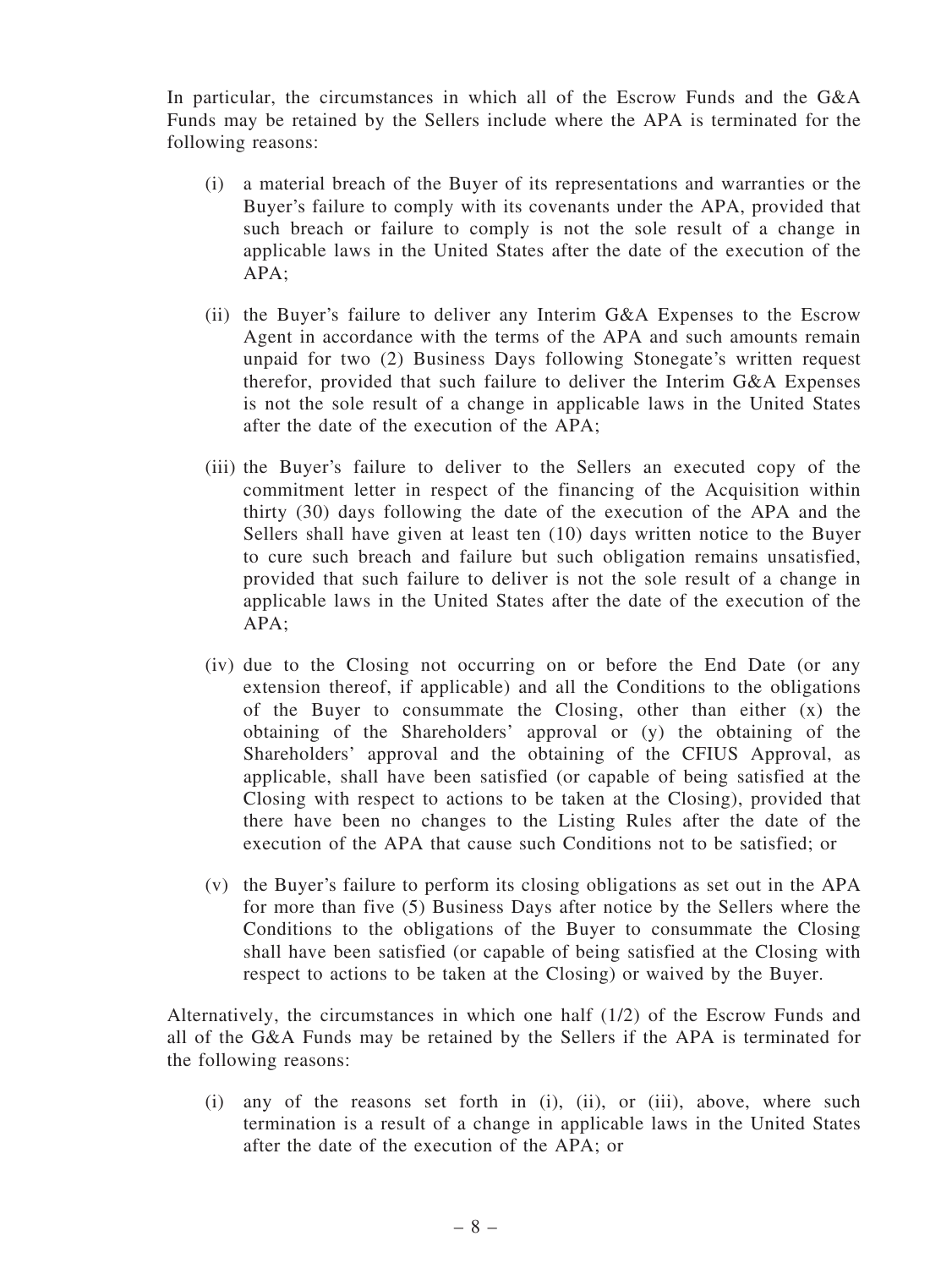In particular, the circumstances in which all of the Escrow Funds and the G&A Funds may be retained by the Sellers include where the APA is terminated for the following reasons:

(i) a material breach of the Buyer of its representations and warranties or the Buyer's failure to comply with its covenants under the APA, provided that such breach or failure to comply is not the sole result of a change in applicable laws in the United States after the date of the execution of the APA;

(ii) the Buyer's failure to deliver any Interim G&A Expenses to the Escrow Agent in accordance with the terms of the APA and such amounts remain unpaid for two (2) Business Days following Stonegate's written request therefor, provided that such failure to deliver the Interim G&A Expenses is not the sole result of a change in applicable laws in the United States after the date of the execution of the APA;

(iii) the Buyer's failure to deliver to the Sellers an executed copy of the commitment letter in respect of the financing of the Acquisition within thirty (30) days following the date of the execution of the APA and the Sellers shall have given at least ten (10) days written notice to the Buyer to cure such breach and failure but such obligation remains unsatisfied, provided that such failure to deliver is not the sole result of a change in applicable laws in the United States after the date of the execution of the APA;

(iv) due to the Closing not occurring on or before the End Date (or any extension thereof, if applicable) and all the Conditions to the obligations of the Buyer to consummate the Closing, other than either (x) the obtaining of the Shareholders' approval or (y) the obtaining of the Shareholders' approval and the obtaining of the CFIUS Approval, as applicable, shall have been satisfied (or capable of being satisfied at the Closing with respect to actions to be taken at the Closing), provided that there have been no changes to the Listing Rules after the date of the execution of the APA that cause such Conditions not to be satisfied; or

(v) the Buyer's failure to perform its closing obligations as set out in the APA for more than five (5) Business Days after notice by the Sellers where the Conditions to the obligations of the Buyer to consummate the Closing shall have been satisfied (or capable of being satisfied at the Closing with respect to actions to be taken at the Closing) or waived by the Buyer.

Alternatively, the circumstances in which one half (1/2) of the Escrow Funds and all of the G&A Funds may be retained by the Sellers if the APA is terminated for the following reasons:

(i) any of the reasons set forth in (i), (ii), or (iii), above, where such termination is a result of a change in applicable laws in the United States after the date of the execution of the APA; or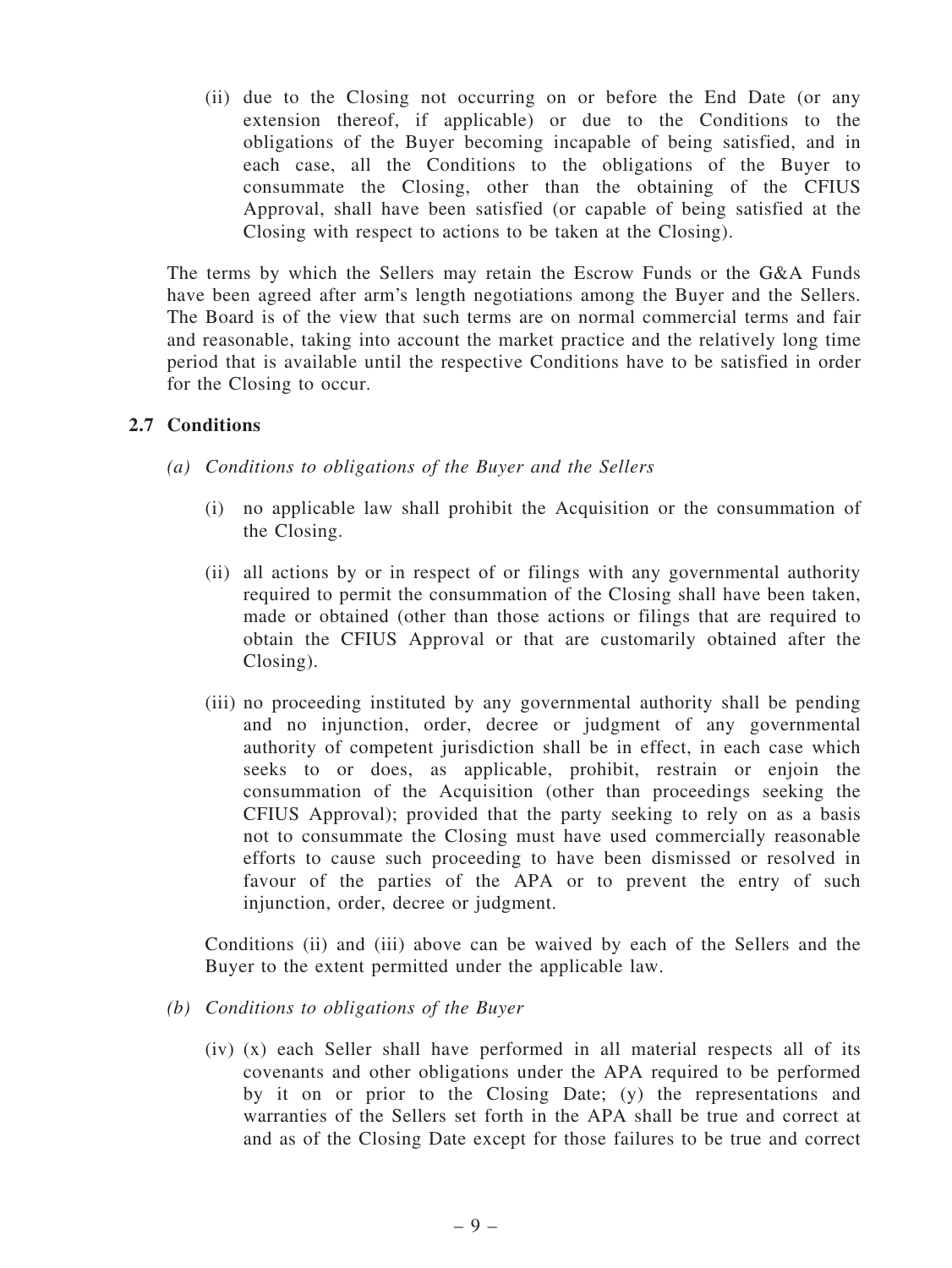(ii) due to the Closing not occurring on or before the End Date (or any extension thereof, if applicable) or due to the Conditions to the obligations of the Buyer becoming incapable of being satisfied, and in each case, all the Conditions to the obligations of the Buyer to consummate the Closing, other than the obtaining of the CFIUS Approval, shall have been satisfied (or capable of being satisfied at the Closing with respect to actions to be taken at the Closing).

The terms by which the Sellers may retain the Escrow Funds or the G&A Funds have been agreed after arm's length negotiations among the Buyer and the Sellers. The Board is of the view that such terms are on normal commercial terms and fair and reasonable, taking into account the market practice and the relatively long time period that is available until the respective Conditions have to be satisfied in order for the Closing to occur.

## 2.7 Conditions

*(a) Conditions to obligations of the Buyer and the Sellers*

(i) no applicable law shall prohibit the Acquisition or the consummation of the Closing.

(ii) all actions by or in respect of or filings with any governmental authority required to permit the consummation of the Closing shall have been taken, made or obtained (other than those actions or filings that are required to obtain the CFIUS Approval or that are customarily obtained after the Closing).

(iii) no proceeding instituted by any governmental authority shall be pending and no injunction, order, decree or judgment of any governmental authority of competent jurisdiction shall be in effect, in each case which seeks to or does, as applicable, prohibit, restrain or enjoin the consummation of the Acquisition (other than proceedings seeking the CFIUS Approval); provided that the party seeking to rely on as a basis not to consummate the Closing must have used commercially reasonable efforts to cause such proceeding to have been dismissed or resolved in favour of the parties of the APA or to prevent the entry of such injunction, order, decree or judgment.

Conditions (ii) and (iii) above can be waived by each of the Sellers and the Buyer to the extent permitted under the applicable law.

*(b) Conditions to obligations of the Buyer*

(iv) (x) each Seller shall have performed in all material respects all of its covenants and other obligations under the APA required to be performed by it on or prior to the Closing Date; (y) the representations and warranties of the Sellers set forth in the APA shall be true and correct at and as of the Closing Date except for those failures to be true and correct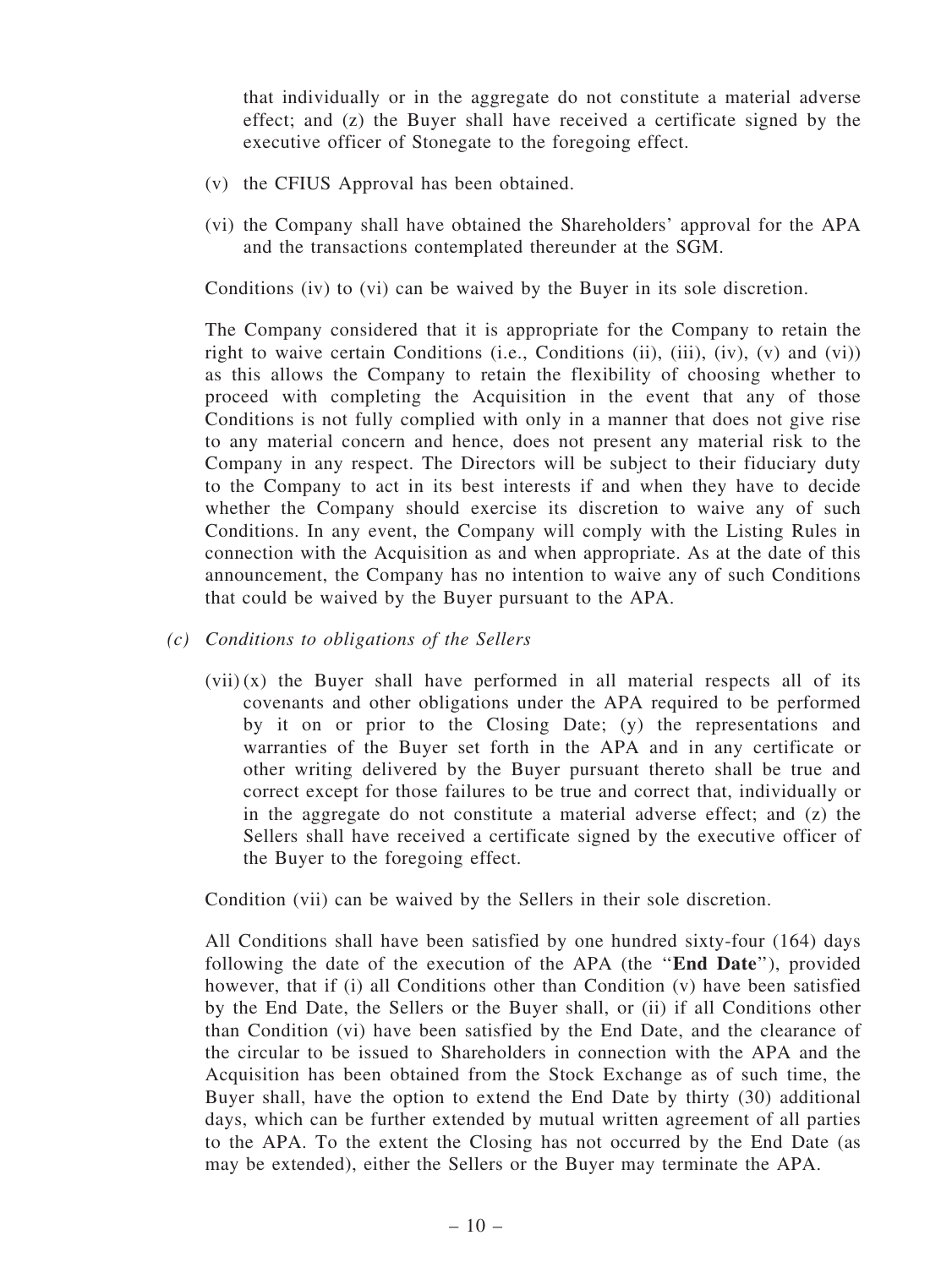that individually or in the aggregate do not constitute a material adverse effect; and (z) the Buyer shall have received a certificate signed by the executive officer of Stonegate to the foregoing effect.

(v) the CFIUS Approval has been obtained.

(vi) the Company shall have obtained the Shareholders' approval for the APA and the transactions contemplated thereunder at the SGM.

Conditions (iv) to (vi) can be waived by the Buyer in its sole discretion.

The Company considered that it is appropriate for the Company to retain the right to waive certain Conditions (i.e., Conditions (ii), (iii), (iv), (v) and (vi)) as this allows the Company to retain the flexibility of choosing whether to proceed with completing the Acquisition in the event that any of those Conditions is not fully complied with only in a manner that does not give rise to any material concern and hence, does not present any material risk to the Company in any respect. The Directors will be subject to their fiduciary duty to the Company to act in its best interests if and when they have to decide whether the Company should exercise its discretion to waive any of such Conditions. In any event, the Company will comply with the Listing Rules in connection with the Acquisition as and when appropriate. As at the date of this announcement, the Company has no intention to waive any of such Conditions that could be waived by the Buyer pursuant to the APA.

*(c) Conditions to obligations of the Sellers*

(vii) (x) the Buyer shall have performed in all material respects all of its covenants and other obligations under the APA required to be performed by it on or prior to the Closing Date; (y) the representations and warranties of the Buyer set forth in the APA and in any certificate or other writing delivered by the Buyer pursuant thereto shall be true and correct except for those failures to be true and correct that, individually or in the aggregate do not constitute a material adverse effect; and (z) the Sellers shall have received a certificate signed by the executive officer of the Buyer to the foregoing effect.

Condition (vii) can be waived by the Sellers in their sole discretion.

All Conditions shall have been satisfied by one hundred sixty-four (164) days following the date of the execution of the APA (the "**End Date**"), provided however, that if (i) all Conditions other than Condition (v) have been satisfied by the End Date, the Sellers or the Buyer shall, or (ii) if all Conditions other than Condition (vi) have been satisfied by the End Date, and the clearance of the circular to be issued to Shareholders in connection with the APA and the Acquisition has been obtained from the Stock Exchange as of such time, the Buyer shall, have the option to extend the End Date by thirty (30) additional days, which can be further extended by mutual written agreement of all parties to the APA. To the extent the Closing has not occurred by the End Date (as may be extended), either the Sellers or the Buyer may terminate the APA.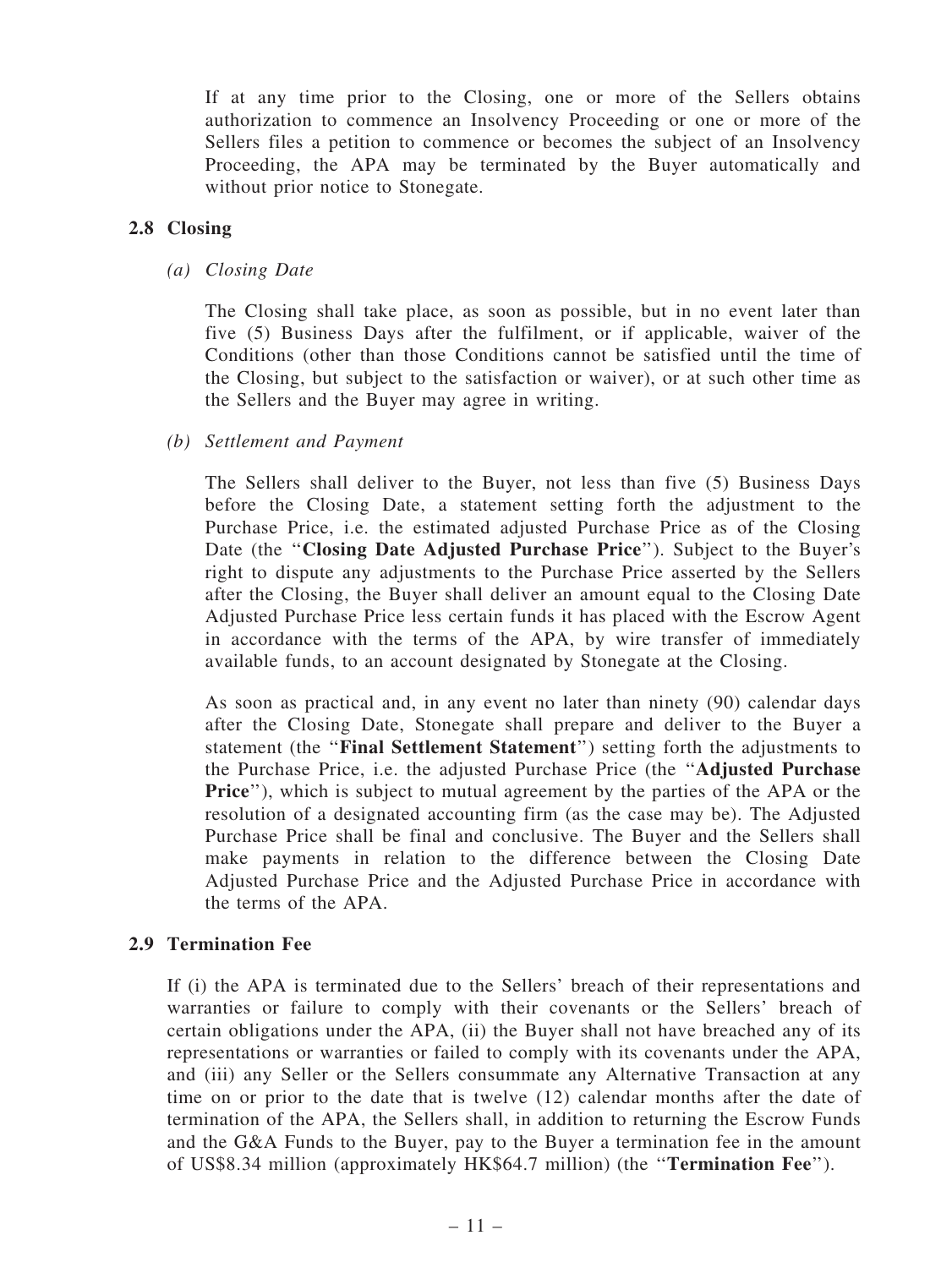If at any time prior to the Closing, one or more of the Sellers obtains authorization to commence an Insolvency Proceeding or one or more of the Sellers files a petition to commence or becomes the subject of an Insolvency Proceeding, the APA may be terminated by the Buyer automatically and without prior notice to Stonegate.

## 2.8 Closing

*(a) Closing Date*

The Closing shall take place, as soon as possible, but in no event later than five (5) Business Days after the fulfilment, or if applicable, waiver of the Conditions (other than those Conditions cannot be satisfied until the time of the Closing, but subject to the satisfaction or waiver), or at such other time as the Sellers and the Buyer may agree in writing.

*(b) Settlement and Payment*

The Sellers shall deliver to the Buyer, not less than five (5) Business Days before the Closing Date, a statement setting forth the adjustment to the Purchase Price, i.e. the estimated adjusted Purchase Price as of the Closing Date (the "**Closing Date Adjusted Purchase Price**"). Subject to the Buyer's right to dispute any adjustments to the Purchase Price asserted by the Sellers after the Closing, the Buyer shall deliver an amount equal to the Closing Date Adjusted Purchase Price less certain funds it has placed with the Escrow Agent in accordance with the terms of the APA, by wire transfer of immediately available funds, to an account designated by Stonegate at the Closing.

As soon as practical and, in any event no later than ninety (90) calendar days after the Closing Date, Stonegate shall prepare and deliver to the Buyer a statement (the "**Final Settlement Statement**") setting forth the adjustments to the Purchase Price, i.e. the adjusted Purchase Price (the "**Adjusted Purchase Price**"), which is subject to mutual agreement by the parties of the APA or the resolution of a designated accounting firm (as the case may be). The Adjusted Purchase Price shall be final and conclusive. The Buyer and the Sellers shall make payments in relation to the difference between the Closing Date Adjusted Purchase Price and the Adjusted Purchase Price in accordance with the terms of the APA.

## 2.9 Termination Fee

If (i) the APA is terminated due to the Sellers' breach of their representations and warranties or failure to comply with their covenants or the Sellers' breach of certain obligations under the APA, (ii) the Buyer shall not have breached any of its representations or warranties or failed to comply with its covenants under the APA, and (iii) any Seller or the Sellers consummate any Alternative Transaction at any time on or prior to the date that is twelve (12) calendar months after the date of termination of the APA, the Sellers shall, in addition to returning the Escrow Funds and the G&A Funds to the Buyer, pay to the Buyer a termination fee in the amount of US$8.34 million (approximately HK$64.7 million) (the "**Termination Fee**").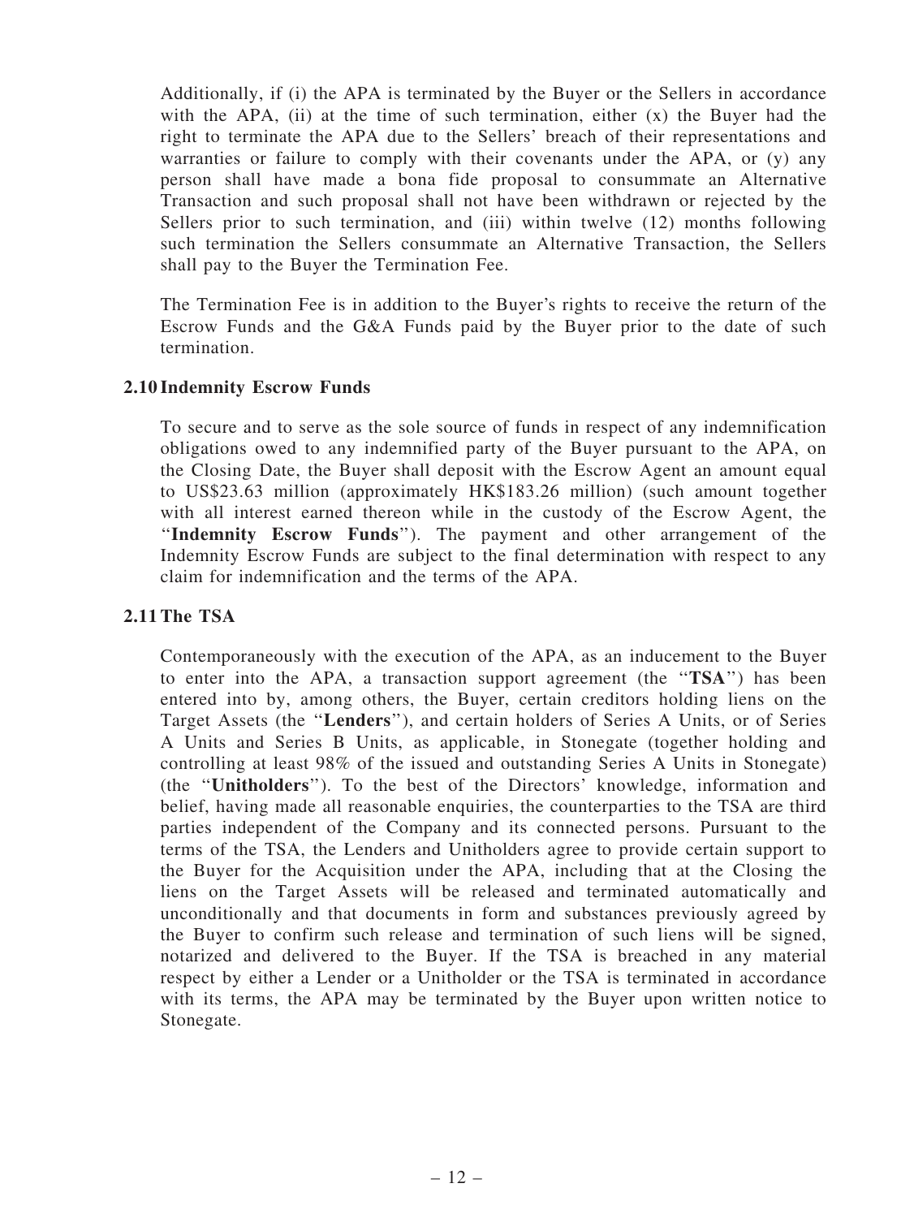Additionally, if (i) the APA is terminated by the Buyer or the Sellers in accordance with the APA, (ii) at the time of such termination, either (x) the Buyer had the right to terminate the APA due to the Sellers' breach of their representations and warranties or failure to comply with their covenants under the APA, or (y) any person shall have made a bona fide proposal to consummate an Alternative Transaction and such proposal shall not have been withdrawn or rejected by the Sellers prior to such termination, and (iii) within twelve (12) months following such termination the Sellers consummate an Alternative Transaction, the Sellers shall pay to the Buyer the Termination Fee.

The Termination Fee is in addition to the Buyer's rights to receive the return of the Escrow Funds and the G&A Funds paid by the Buyer prior to the date of such termination.

### 2.10 Indemnity Escrow Funds

To secure and to serve as the sole source of funds in respect of any indemnification obligations owed to any indemnified party of the Buyer pursuant to the APA, on the Closing Date, the Buyer shall deposit with the Escrow Agent an amount equal to US$23.63 million (approximately HK$183.26 million) (such amount together with all interest earned thereon while in the custody of the Escrow Agent, the "**Indemnity Escrow Funds**"). The payment and other arrangement of the Indemnity Escrow Funds are subject to the final determination with respect to any claim for indemnification and the terms of the APA.

### 2.11 The TSA

Contemporaneously with the execution of the APA, as an inducement to the Buyer to enter into the APA, a transaction support agreement (the "**TSA**") has been entered into by, among others, the Buyer, certain creditors holding liens on the Target Assets (the "**Lenders**"), and certain holders of Series A Units, or of Series A Units and Series B Units, as applicable, in Stonegate (together holding and controlling at least 98% of the issued and outstanding Series A Units in Stonegate) (the "**Unitholders**"). To the best of the Directors' knowledge, information and belief, having made all reasonable enquiries, the counterparties to the TSA are third parties independent of the Company and its connected persons. Pursuant to the terms of the TSA, the Lenders and Unitholders agree to provide certain support to the Buyer for the Acquisition under the APA, including that at the Closing the liens on the Target Assets will be released and terminated automatically and unconditionally and that documents in form and substances previously agreed by the Buyer to confirm such release and termination of such liens will be signed, notarized and delivered to the Buyer. If the TSA is breached in any material respect by either a Lender or a Unitholder or the TSA is terminated in accordance with its terms, the APA may be terminated by the Buyer upon written notice to Stonegate.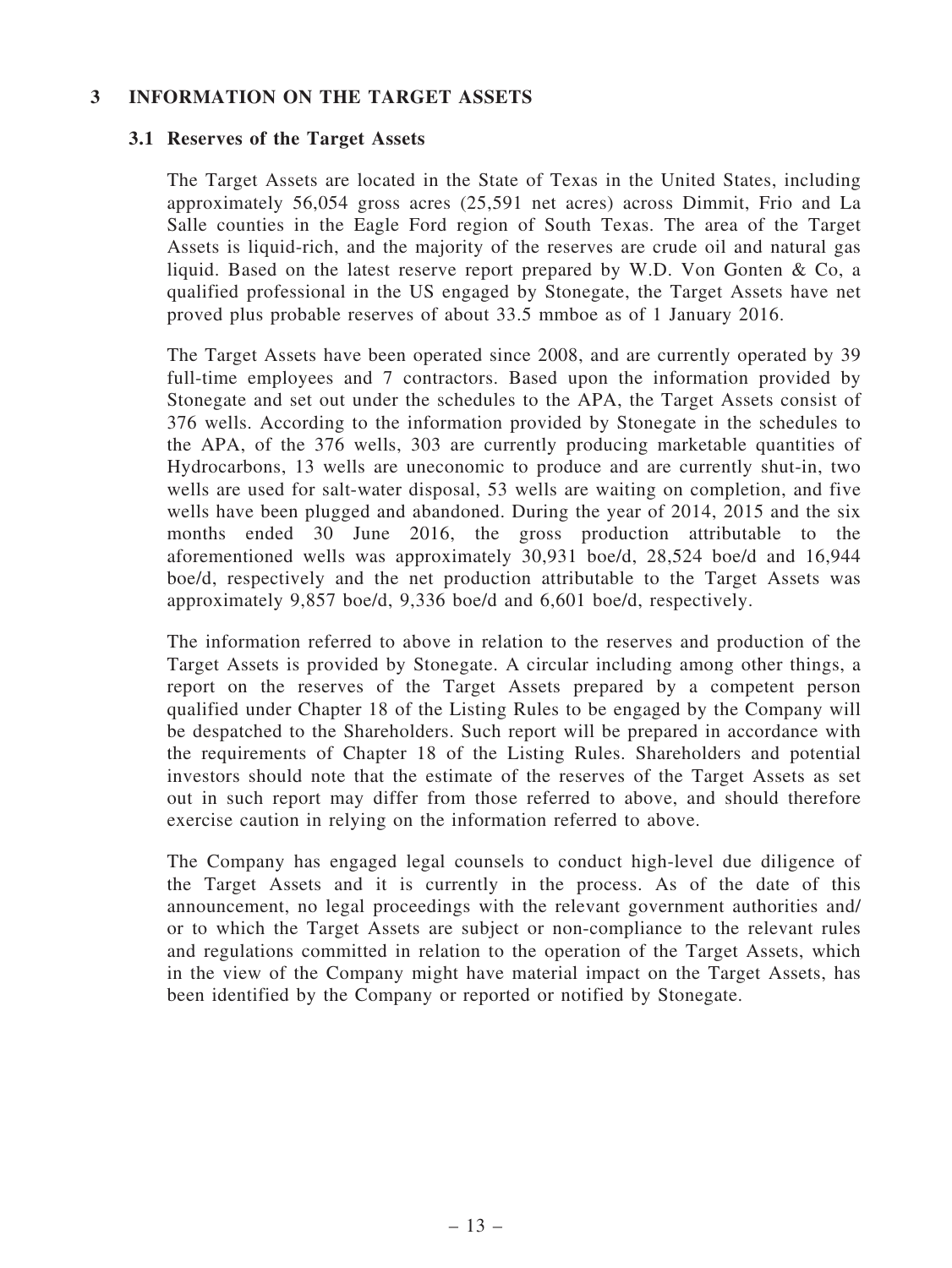## 3 INFORMATION ON THE TARGET ASSETS

### 3.1 Reserves of the Target Assets

The Target Assets are located in the State of Texas in the United States, including approximately 56,054 gross acres (25,591 net acres) across Dimmit, Frio and La Salle counties in the Eagle Ford region of South Texas. The area of the Target Assets is liquid-rich, and the majority of the reserves are crude oil and natural gas liquid. Based on the latest reserve report prepared by W.D. Von Gonten & Co, a qualified professional in the US engaged by Stonegate, the Target Assets have net proved plus probable reserves of about 33.5 mmboe as of 1 January 2016.

The Target Assets have been operated since 2008, and are currently operated by 39 full-time employees and 7 contractors. Based upon the information provided by Stonegate and set out under the schedules to the APA, the Target Assets consist of 376 wells. According to the information provided by Stonegate in the schedules to the APA, of the 376 wells, 303 are currently producing marketable quantities of Hydrocarbons, 13 wells are uneconomic to produce and are currently shut-in, two wells are used for salt-water disposal, 53 wells are waiting on completion, and five wells have been plugged and abandoned. During the year of 2014, 2015 and the six months ended 30 June 2016, the gross production attributable to the aforementioned wells was approximately 30,931 boe/d, 28,524 boe/d and 16,944 boe/d, respectively and the net production attributable to the Target Assets was approximately 9,857 boe/d, 9,336 boe/d and 6,601 boe/d, respectively.

The information referred to above in relation to the reserves and production of the Target Assets is provided by Stonegate. A circular including among other things, a report on the reserves of the Target Assets prepared by a competent person qualified under Chapter 18 of the Listing Rules to be engaged by the Company will be despatched to the Shareholders. Such report will be prepared in accordance with the requirements of Chapter 18 of the Listing Rules. Shareholders and potential investors should note that the estimate of the reserves of the Target Assets as set out in such report may differ from those referred to above, and should therefore exercise caution in relying on the information referred to above.

The Company has engaged legal counsels to conduct high-level due diligence of the Target Assets and it is currently in the process. As of the date of this announcement, no legal proceedings with the relevant government authorities and/or to which the Target Assets are subject or non-compliance to the relevant rules and regulations committed in relation to the operation of the Target Assets, which in the view of the Company might have material impact on the Target Assets, has been identified by the Company or reported or notified by Stonegate.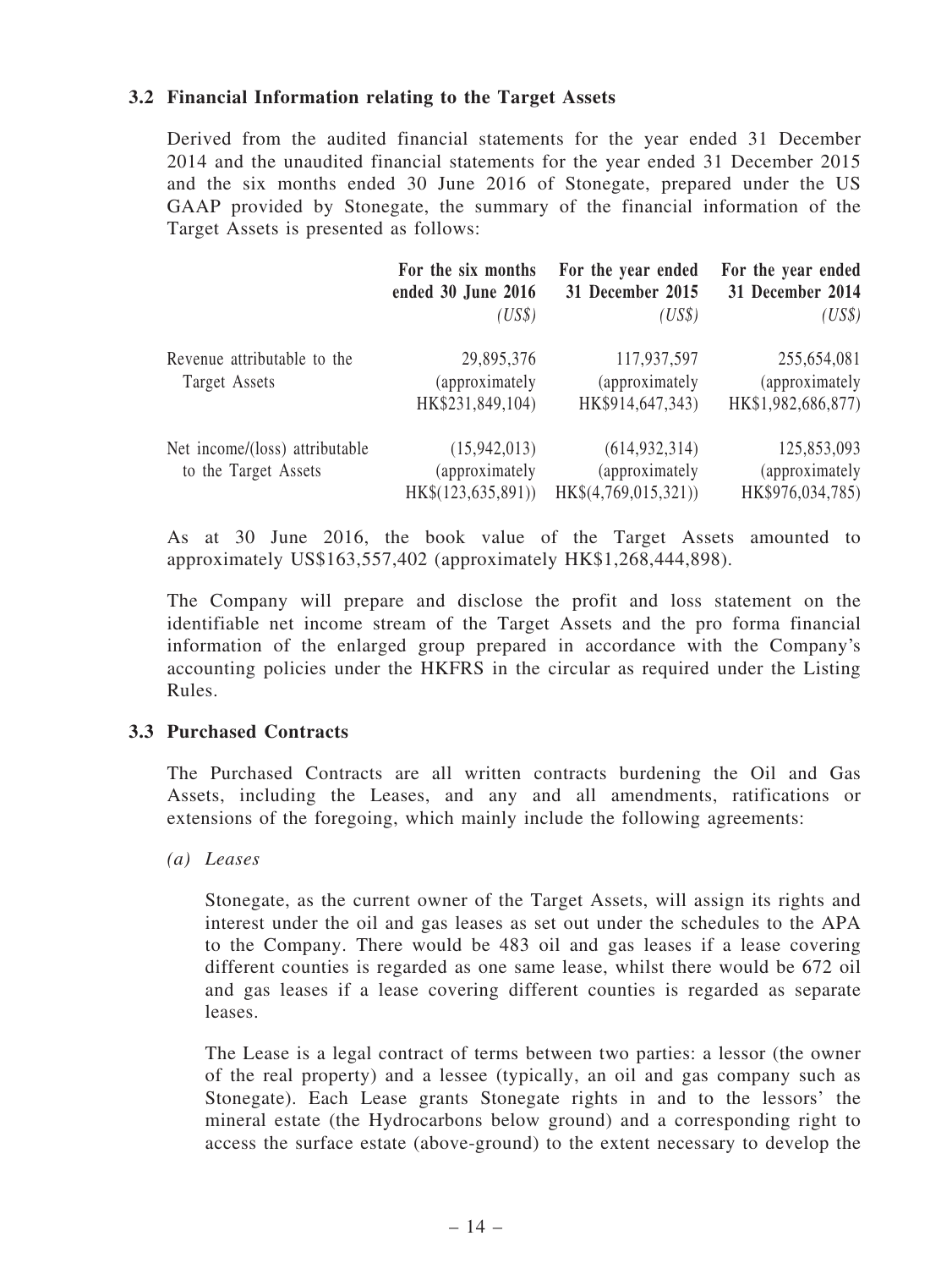### 3.2 Financial Information relating to the Target Assets

Derived from the audited financial statements for the year ended 31 December 2014 and the unaudited financial statements for the year ended 31 December 2015 and the six months ended 30 June 2016 of Stonegate, prepared under the US GAAP provided by Stonegate, the summary of the financial information of the Target Assets is presented as follows:

| | For the six months ended 30 June 2016 *(US$)* | For the year ended 31 December 2015 *(US$)* | For the year ended 31 December 2014 *(US$)* |
|---|---|---|---|
| Revenue attributable to the Target Assets | 29,895,376 (approximately HK$231,849,104) | 117,937,597 (approximately HK$914,647,343) | 255,654,081 (approximately HK$1,982,686,877) |
| Net income/(loss) attributable to the Target Assets | (15,942,013) (approximately HK$(123,635,891)) | (614,932,314) (approximately HK$(4,769,015,321)) | 125,853,093 (approximately HK$976,034,785) |

As at 30 June 2016, the book value of the Target Assets amounted to approximately US$163,557,402 (approximately HK$1,268,444,898).

The Company will prepare and disclose the profit and loss statement on the identifiable net income stream of the Target Assets and the pro forma financial information of the enlarged group prepared in accordance with the Company's accounting policies under the HKFRS in the circular as required under the Listing Rules.

### 3.3 Purchased Contracts

The Purchased Contracts are all written contracts burdening the Oil and Gas Assets, including the Leases, and any and all amendments, ratifications or extensions of the foregoing, which mainly include the following agreements:

*(a) Leases*

Stonegate, as the current owner of the Target Assets, will assign its rights and interest under the oil and gas leases as set out under the schedules to the APA to the Company. There would be 483 oil and gas leases if a lease covering different counties is regarded as one same lease, whilst there would be 672 oil and gas leases if a lease covering different counties is regarded as separate leases.

The Lease is a legal contract of terms between two parties: a lessor (the owner of the real property) and a lessee (typically, an oil and gas company such as Stonegate). Each Lease grants Stonegate rights in and to the lessors' the mineral estate (the Hydrocarbons below ground) and a corresponding right to access the surface estate (above-ground) to the extent necessary to develop the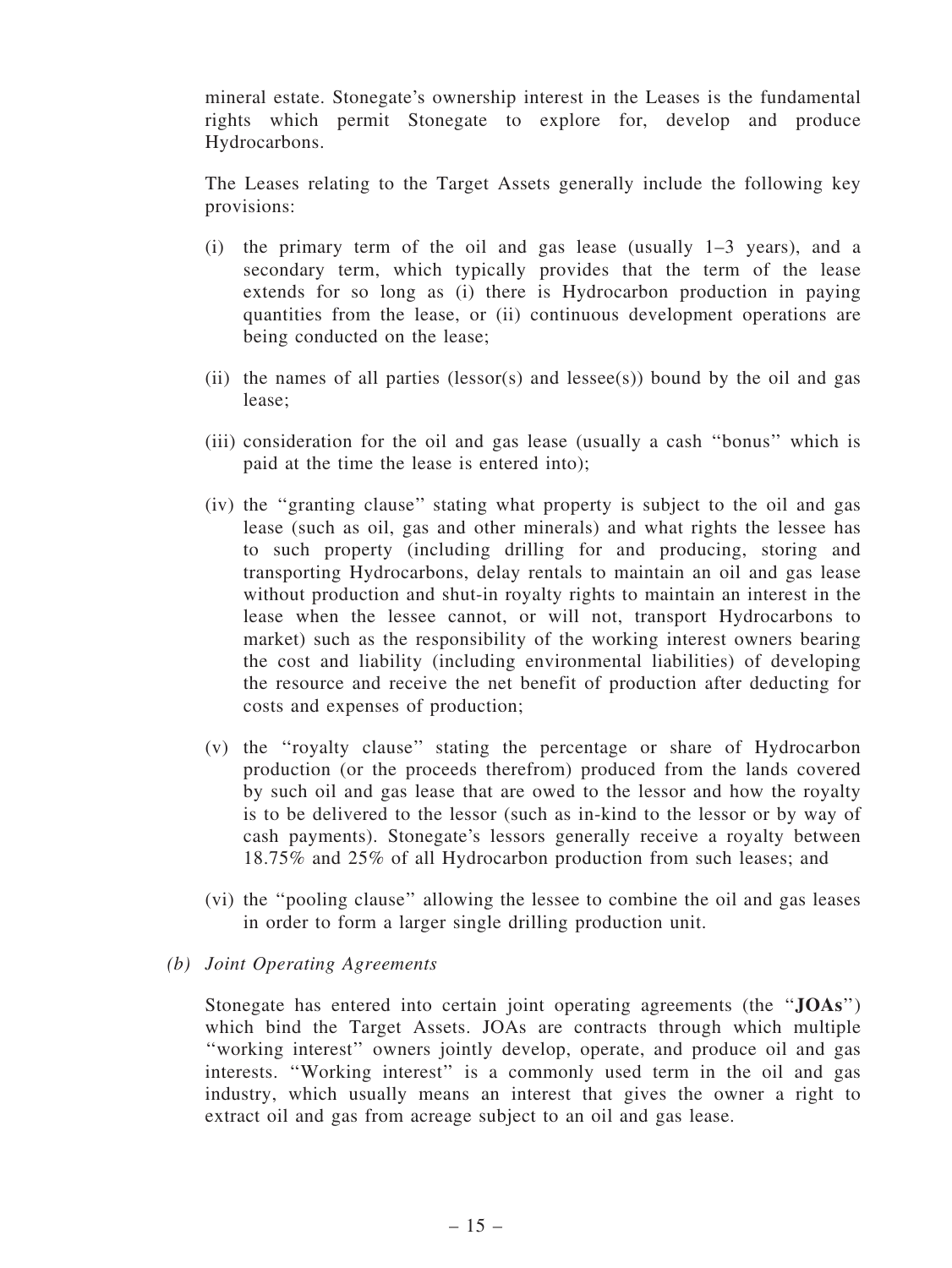mineral estate. Stonegate's ownership interest in the Leases is the fundamental rights which permit Stonegate to explore for, develop and produce Hydrocarbons.

The Leases relating to the Target Assets generally include the following key provisions:

(i) the primary term of the oil and gas lease (usually 1–3 years), and a secondary term, which typically provides that the term of the lease extends for so long as (i) there is Hydrocarbon production in paying quantities from the lease, or (ii) continuous development operations are being conducted on the lease;

(ii) the names of all parties (lessor(s) and lessee(s)) bound by the oil and gas lease;

(iii) consideration for the oil and gas lease (usually a cash ''bonus'' which is paid at the time the lease is entered into);

(iv) the ''granting clause'' stating what property is subject to the oil and gas lease (such as oil, gas and other minerals) and what rights the lessee has to such property (including drilling for and producing, storing and transporting Hydrocarbons, delay rentals to maintain an oil and gas lease without production and shut-in royalty rights to maintain an interest in the lease when the lessee cannot, or will not, transport Hydrocarbons to market) such as the responsibility of the working interest owners bearing the cost and liability (including environmental liabilities) of developing the resource and receive the net benefit of production after deducting for costs and expenses of production;

(v) the ''royalty clause'' stating the percentage or share of Hydrocarbon production (or the proceeds therefrom) produced from the lands covered by such oil and gas lease that are owed to the lessor and how the royalty is to be delivered to the lessor (such as in-kind to the lessor or by way of cash payments). Stonegate's lessors generally receive a royalty between 18.75% and 25% of all Hydrocarbon production from such leases; and

(vi) the ''pooling clause'' allowing the lessee to combine the oil and gas leases in order to form a larger single drilling production unit.

*(b) Joint Operating Agreements*

Stonegate has entered into certain joint operating agreements (the ''**JOAs**'') which bind the Target Assets. JOAs are contracts through which multiple ''working interest'' owners jointly develop, operate, and produce oil and gas interests. ''Working interest'' is a commonly used term in the oil and gas industry, which usually means an interest that gives the owner a right to extract oil and gas from acreage subject to an oil and gas lease.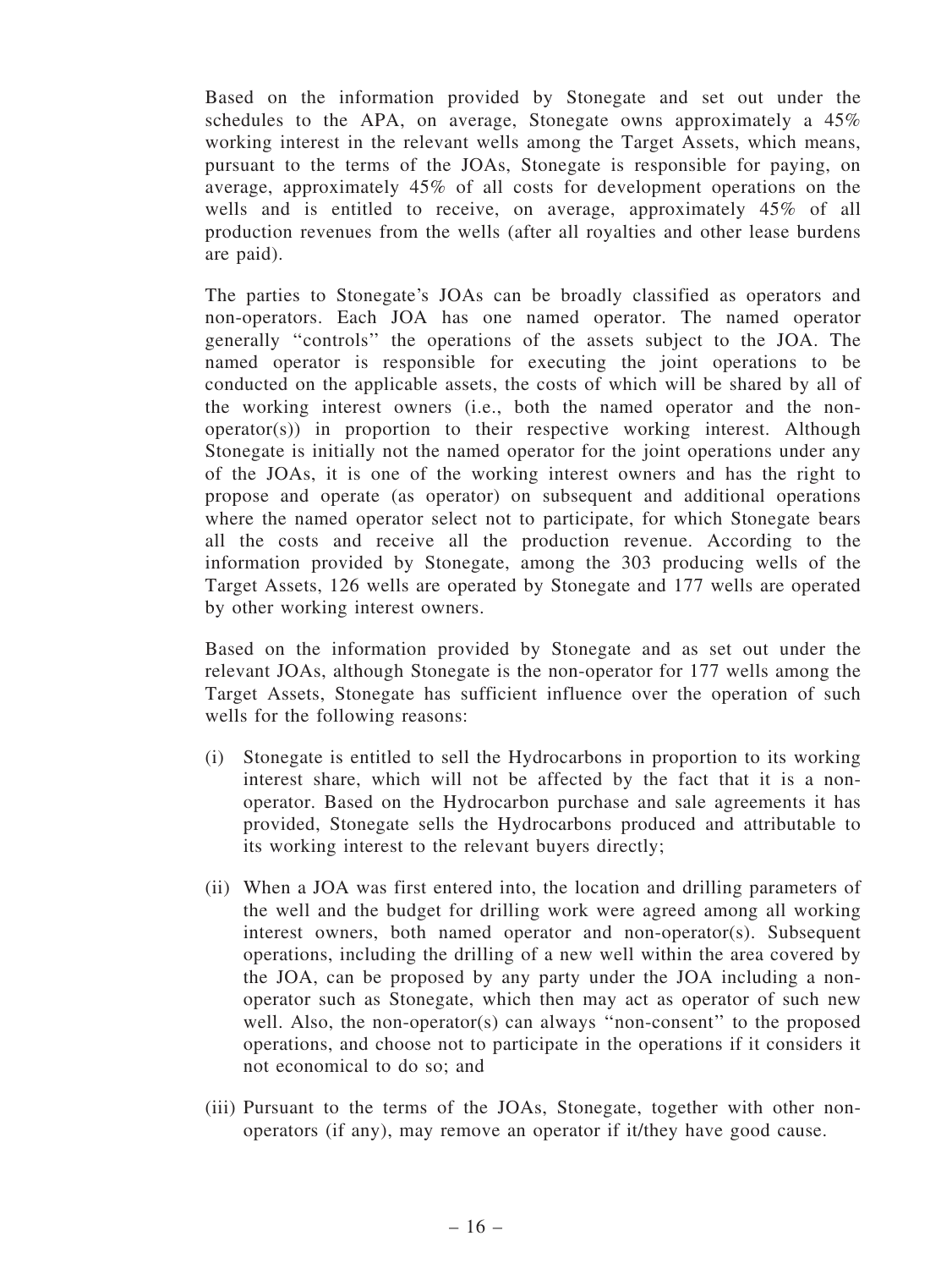Based on the information provided by Stonegate and set out under the schedules to the APA, on average, Stonegate owns approximately a 45% working interest in the relevant wells among the Target Assets, which means, pursuant to the terms of the JOAs, Stonegate is responsible for paying, on average, approximately 45% of all costs for development operations on the wells and is entitled to receive, on average, approximately 45% of all production revenues from the wells (after all royalties and other lease burdens are paid).

The parties to Stonegate's JOAs can be broadly classified as operators and non-operators. Each JOA has one named operator. The named operator generally "controls" the operations of the assets subject to the JOA. The named operator is responsible for executing the joint operations to be conducted on the applicable assets, the costs of which will be shared by all of the working interest owners (i.e., both the named operator and the non-operator(s)) in proportion to their respective working interest. Although Stonegate is initially not the named operator for the joint operations under any of the JOAs, it is one of the working interest owners and has the right to propose and operate (as operator) on subsequent and additional operations where the named operator select not to participate, for which Stonegate bears all the costs and receive all the production revenue. According to the information provided by Stonegate, among the 303 producing wells of the Target Assets, 126 wells are operated by Stonegate and 177 wells are operated by other working interest owners.

Based on the information provided by Stonegate and as set out under the relevant JOAs, although Stonegate is the non-operator for 177 wells among the Target Assets, Stonegate has sufficient influence over the operation of such wells for the following reasons:

(i) Stonegate is entitled to sell the Hydrocarbons in proportion to its working interest share, which will not be affected by the fact that it is a non-operator. Based on the Hydrocarbon purchase and sale agreements it has provided, Stonegate sells the Hydrocarbons produced and attributable to its working interest to the relevant buyers directly;

(ii) When a JOA was first entered into, the location and drilling parameters of the well and the budget for drilling work were agreed among all working interest owners, both named operator and non-operator(s). Subsequent operations, including the drilling of a new well within the area covered by the JOA, can be proposed by any party under the JOA including a non-operator such as Stonegate, which then may act as operator of such new well. Also, the non-operator(s) can always "non-consent" to the proposed operations, and choose not to participate in the operations if it considers it not economical to do so; and

(iii) Pursuant to the terms of the JOAs, Stonegate, together with other non-operators (if any), may remove an operator if it/they have good cause.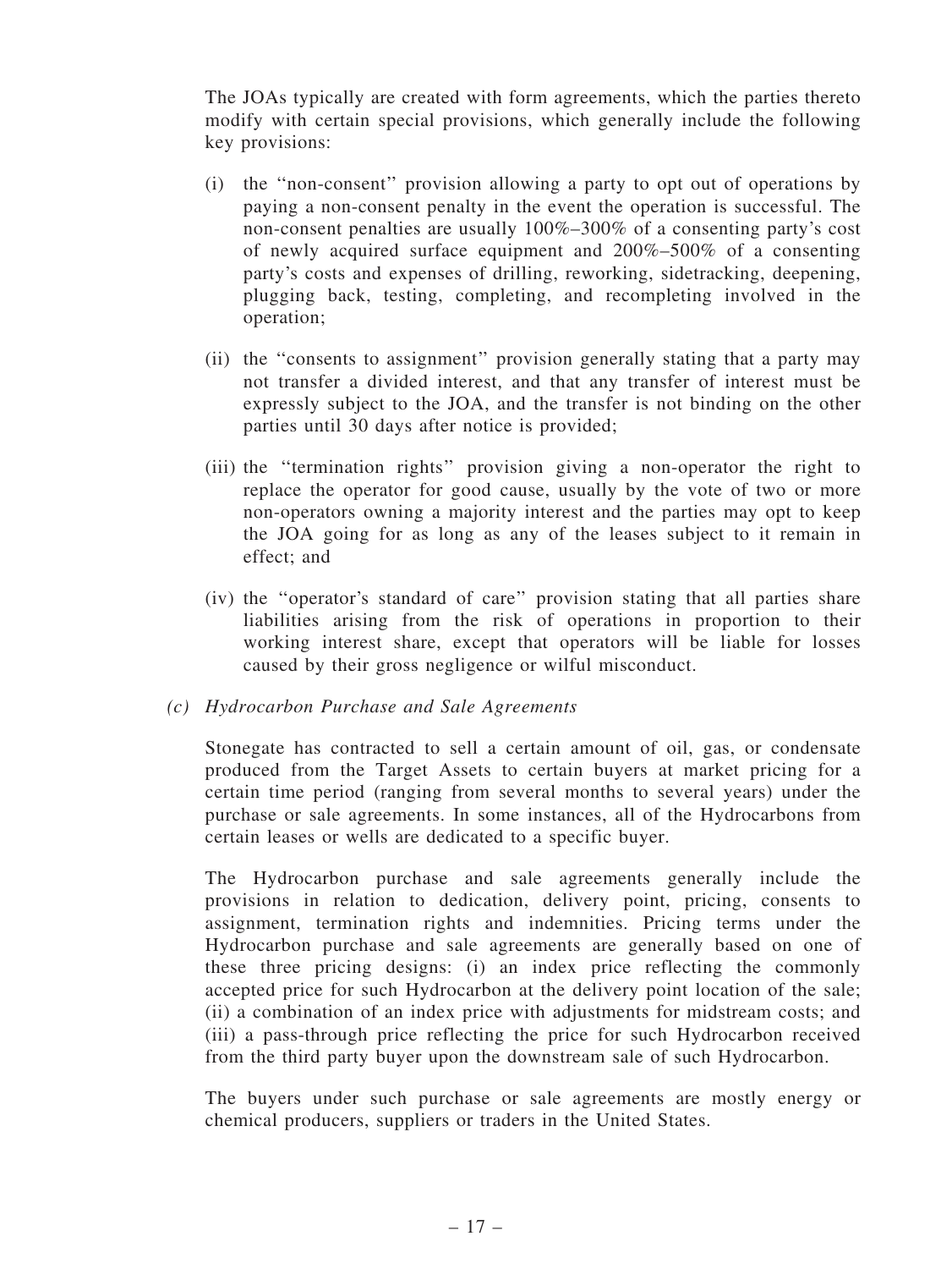The JOAs typically are created with form agreements, which the parties thereto modify with certain special provisions, which generally include the following key provisions:

(i) the "non-consent" provision allowing a party to opt out of operations by paying a non-consent penalty in the event the operation is successful. The non-consent penalties are usually 100%–300% of a consenting party's cost of newly acquired surface equipment and 200%–500% of a consenting party's costs and expenses of drilling, reworking, sidetracking, deepening, plugging back, testing, completing, and recompleting involved in the operation;

(ii) the "consents to assignment" provision generally stating that a party may not transfer a divided interest, and that any transfer of interest must be expressly subject to the JOA, and the transfer is not binding on the other parties until 30 days after notice is provided;

(iii) the "termination rights" provision giving a non-operator the right to replace the operator for good cause, usually by the vote of two or more non-operators owning a majority interest and the parties may opt to keep the JOA going for as long as any of the leases subject to it remain in effect; and

(iv) the "operator's standard of care" provision stating that all parties share liabilities arising from the risk of operations in proportion to their working interest share, except that operators will be liable for losses caused by their gross negligence or wilful misconduct.

*(c) Hydrocarbon Purchase and Sale Agreements*

Stonegate has contracted to sell a certain amount of oil, gas, or condensate produced from the Target Assets to certain buyers at market pricing for a certain time period (ranging from several months to several years) under the purchase or sale agreements. In some instances, all of the Hydrocarbons from certain leases or wells are dedicated to a specific buyer.

The Hydrocarbon purchase and sale agreements generally include the provisions in relation to dedication, delivery point, pricing, consents to assignment, termination rights and indemnities. Pricing terms under the Hydrocarbon purchase and sale agreements are generally based on one of these three pricing designs: (i) an index price reflecting the commonly accepted price for such Hydrocarbon at the delivery point location of the sale; (ii) a combination of an index price with adjustments for midstream costs; and (iii) a pass-through price reflecting the price for such Hydrocarbon received from the third party buyer upon the downstream sale of such Hydrocarbon.

The buyers under such purchase or sale agreements are mostly energy or chemical producers, suppliers or traders in the United States.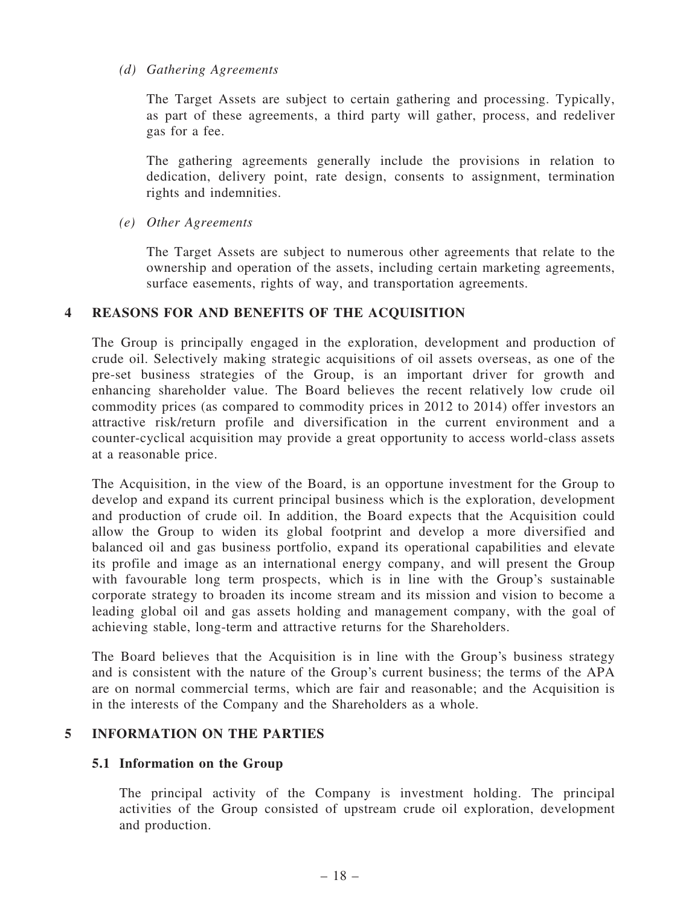*(d) Gathering Agreements*

The Target Assets are subject to certain gathering and processing. Typically, as part of these agreements, a third party will gather, process, and redeliver gas for a fee.

The gathering agreements generally include the provisions in relation to dedication, delivery point, rate design, consents to assignment, termination rights and indemnities.

*(e) Other Agreements*

The Target Assets are subject to numerous other agreements that relate to the ownership and operation of the assets, including certain marketing agreements, surface easements, rights of way, and transportation agreements.

## 4 REASONS FOR AND BENEFITS OF THE ACQUISITION

The Group is principally engaged in the exploration, development and production of crude oil. Selectively making strategic acquisitions of oil assets overseas, as one of the pre-set business strategies of the Group, is an important driver for growth and enhancing shareholder value. The Board believes the recent relatively low crude oil commodity prices (as compared to commodity prices in 2012 to 2014) offer investors an attractive risk/return profile and diversification in the current environment and a counter-cyclical acquisition may provide a great opportunity to access world-class assets at a reasonable price.

The Acquisition, in the view of the Board, is an opportune investment for the Group to develop and expand its current principal business which is the exploration, development and production of crude oil. In addition, the Board expects that the Acquisition could allow the Group to widen its global footprint and develop a more diversified and balanced oil and gas business portfolio, expand its operational capabilities and elevate its profile and image as an international energy company, and will present the Group with favourable long term prospects, which is in line with the Group's sustainable corporate strategy to broaden its income stream and its mission and vision to become a leading global oil and gas assets holding and management company, with the goal of achieving stable, long-term and attractive returns for the Shareholders.

The Board believes that the Acquisition is in line with the Group's business strategy and is consistent with the nature of the Group's current business; the terms of the APA are on normal commercial terms, which are fair and reasonable; and the Acquisition is in the interests of the Company and the Shareholders as a whole.

## 5 INFORMATION ON THE PARTIES

### 5.1 Information on the Group

The principal activity of the Company is investment holding. The principal activities of the Group consisted of upstream crude oil exploration, development and production.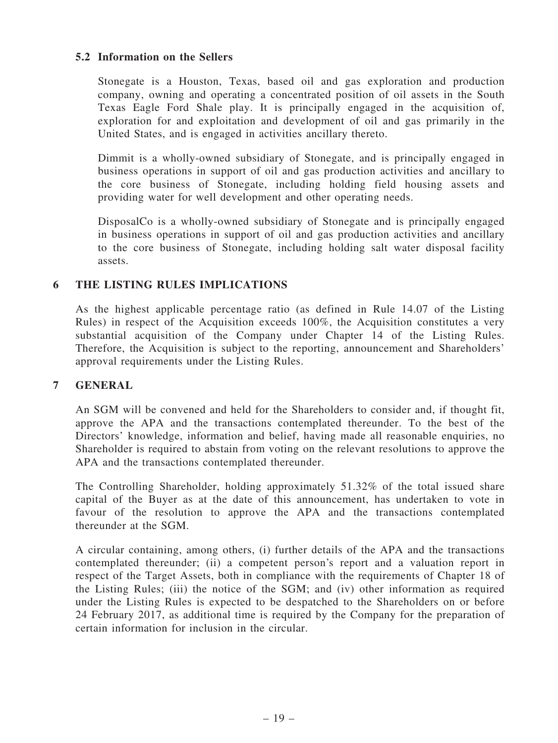### 5.2 Information on the Sellers

Stonegate is a Houston, Texas, based oil and gas exploration and production company, owning and operating a concentrated position of oil assets in the South Texas Eagle Ford Shale play. It is principally engaged in the acquisition of, exploration for and exploitation and development of oil and gas primarily in the United States, and is engaged in activities ancillary thereto.

Dimmit is a wholly-owned subsidiary of Stonegate, and is principally engaged in business operations in support of oil and gas production activities and ancillary to the core business of Stonegate, including holding field housing assets and providing water for well development and other operating needs.

DisposalCo is a wholly-owned subsidiary of Stonegate and is principally engaged in business operations in support of oil and gas production activities and ancillary to the core business of Stonegate, including holding salt water disposal facility assets.

## 6 THE LISTING RULES IMPLICATIONS

As the highest applicable percentage ratio (as defined in Rule 14.07 of the Listing Rules) in respect of the Acquisition exceeds 100%, the Acquisition constitutes a very substantial acquisition of the Company under Chapter 14 of the Listing Rules. Therefore, the Acquisition is subject to the reporting, announcement and Shareholders' approval requirements under the Listing Rules.

## 7 GENERAL

An SGM will be convened and held for the Shareholders to consider and, if thought fit, approve the APA and the transactions contemplated thereunder. To the best of the Directors' knowledge, information and belief, having made all reasonable enquiries, no Shareholder is required to abstain from voting on the relevant resolutions to approve the APA and the transactions contemplated thereunder.

The Controlling Shareholder, holding approximately 51.32% of the total issued share capital of the Buyer as at the date of this announcement, has undertaken to vote in favour of the resolution to approve the APA and the transactions contemplated thereunder at the SGM.

A circular containing, among others, (i) further details of the APA and the transactions contemplated thereunder; (ii) a competent person's report and a valuation report in respect of the Target Assets, both in compliance with the requirements of Chapter 18 of the Listing Rules; (iii) the notice of the SGM; and (iv) other information as required under the Listing Rules is expected to be despatched to the Shareholders on or before 24 February 2017, as additional time is required by the Company for the preparation of certain information for inclusion in the circular.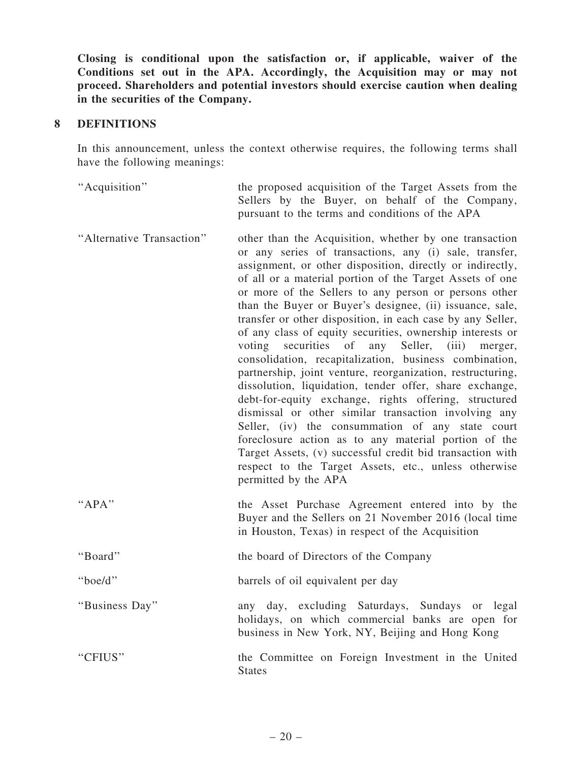**Closing is conditional upon the satisfaction or, if applicable, waiver of the Conditions set out in the APA. Accordingly, the Acquisition may or may not proceed. Shareholders and potential investors should exercise caution when dealing in the securities of the Company.**

## 8 DEFINITIONS

In this announcement, unless the context otherwise requires, the following terms shall have the following meanings:

| | |
|---|---|
| "Acquisition" | the proposed acquisition of the Target Assets from the Sellers by the Buyer, on behalf of the Company, pursuant to the terms and conditions of the APA |
| "Alternative Transaction" | other than the Acquisition, whether by one transaction or any series of transactions, any (i) sale, transfer, assignment, or other disposition, directly or indirectly, of all or a material portion of the Target Assets of one or more of the Sellers to any person or persons other than the Buyer or Buyer's designee, (ii) issuance, sale, transfer or other disposition, in each case by any Seller, of any class of equity securities, ownership interests or voting securities of any Seller, (iii) merger, consolidation, recapitalization, business combination, partnership, joint venture, reorganization, restructuring, dissolution, liquidation, tender offer, share exchange, debt-for-equity exchange, rights offering, structured dismissal or other similar transaction involving any Seller, (iv) the consummation of any state court foreclosure action as to any material portion of the Target Assets, (v) successful credit bid transaction with respect to the Target Assets, etc., unless otherwise permitted by the APA |
| "APA" | the Asset Purchase Agreement entered into by the Buyer and the Sellers on 21 November 2016 (local time in Houston, Texas) in respect of the Acquisition |
| "Board" | the board of Directors of the Company |
| "boe/d" | barrels of oil equivalent per day |
| "Business Day" | any day, excluding Saturdays, Sundays or legal holidays, on which commercial banks are open for business in New York, NY, Beijing and Hong Kong |
| "CFIUS" | the Committee on Foreign Investment in the United States |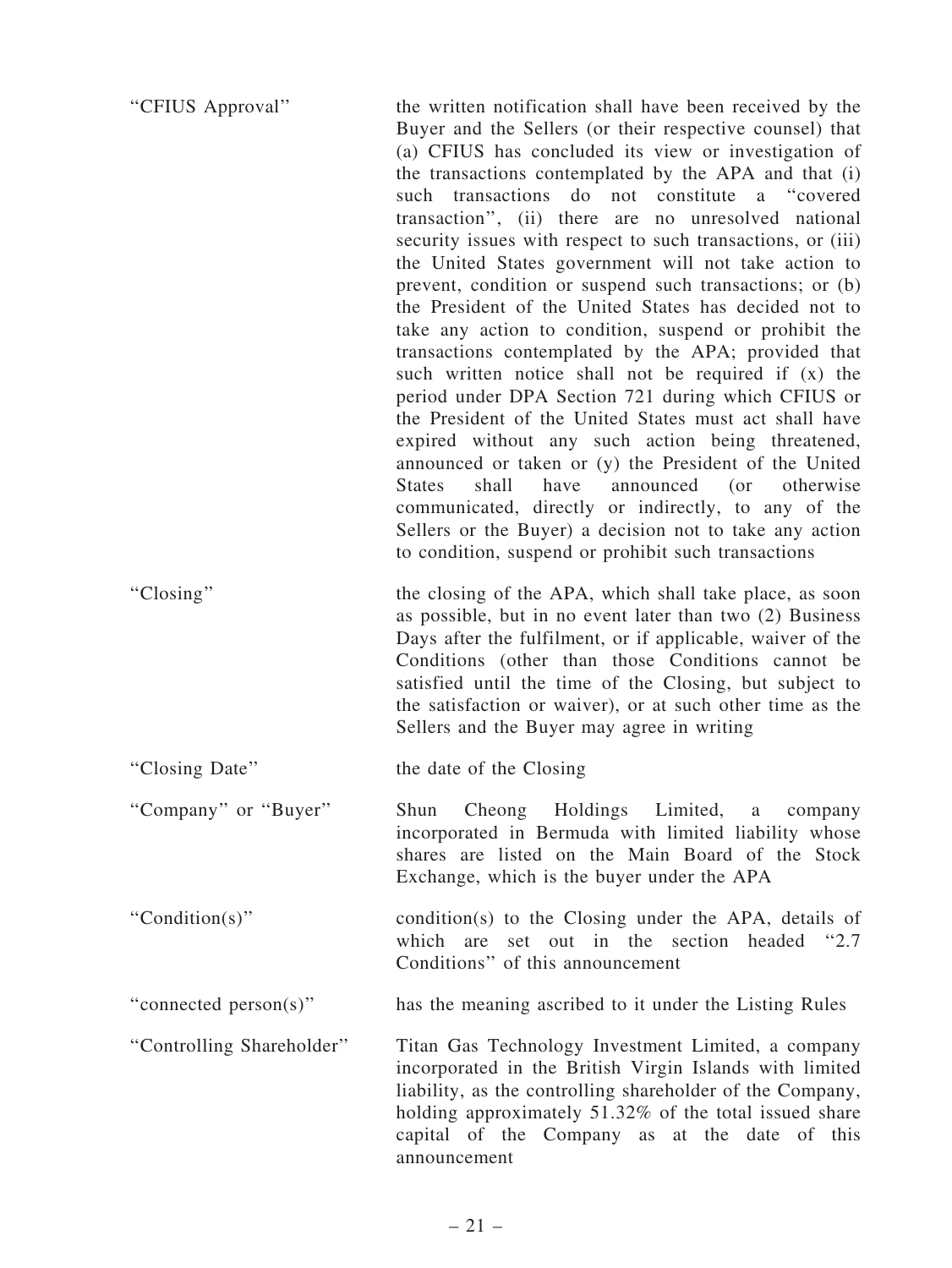| | |
|---|---|
| "CFIUS Approval" | the written notification shall have been received by the Buyer and the Sellers (or their respective counsel) that (a) CFIUS has concluded its view or investigation of the transactions contemplated by the APA and that (i) such transactions do not constitute a "covered transaction", (ii) there are no unresolved national security issues with respect to such transactions, or (iii) the United States government will not take action to prevent, condition or suspend such transactions; or (b) the President of the United States has decided not to take any action to condition, suspend or prohibit the transactions contemplated by the APA; provided that such written notice shall not be required if (x) the period under DPA Section 721 during which CFIUS or the President of the United States must act shall have expired without any such action being threatened, announced or taken or (y) the President of the United States shall have announced (or otherwise communicated, directly or indirectly, to any of the Sellers or the Buyer) a decision not to take any action to condition, suspend or prohibit such transactions |
| "Closing" | the closing of the APA, which shall take place, as soon as possible, but in no event later than two (2) Business Days after the fulfilment, or if applicable, waiver of the Conditions (other than those Conditions cannot be satisfied until the time of the Closing, but subject to the satisfaction or waiver), or at such other time as the Sellers and the Buyer may agree in writing |
| "Closing Date" | the date of the Closing |
| "Company" or "Buyer" | Shun Cheong Holdings Limited, a company incorporated in Bermuda with limited liability whose shares are listed on the Main Board of the Stock Exchange, which is the buyer under the APA |
| "Condition(s)" | condition(s) to the Closing under the APA, details of which are set out in the section headed "2.7 Conditions" of this announcement |
| "connected person(s)" | has the meaning ascribed to it under the Listing Rules |
| "Controlling Shareholder" | Titan Gas Technology Investment Limited, a company incorporated in the British Virgin Islands with limited liability, as the controlling shareholder of the Company, holding approximately 51.32% of the total issued share capital of the Company as at the date of this announcement |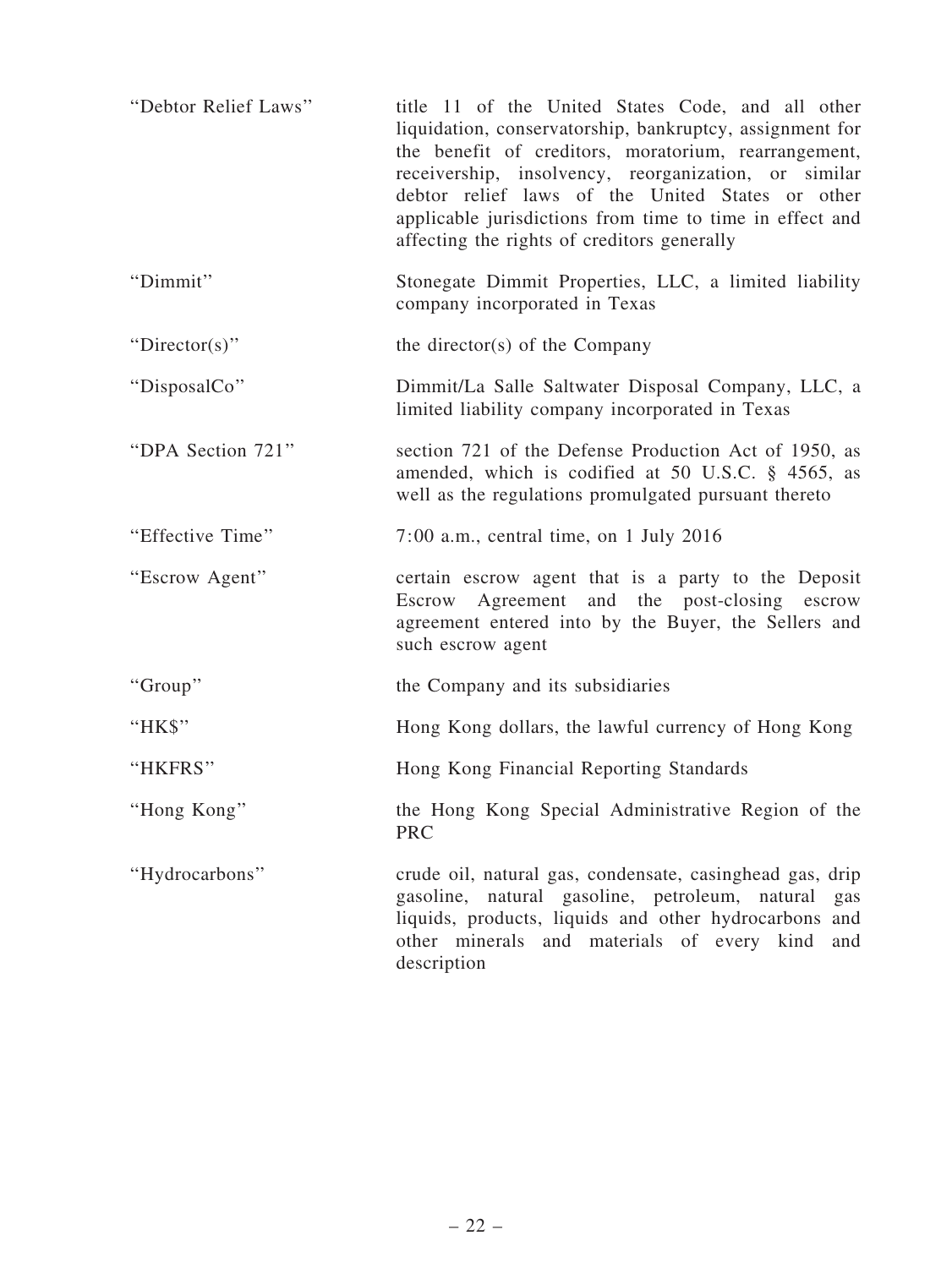| | |
|---|---|
| "Debtor Relief Laws" | title 11 of the United States Code, and all other liquidation, conservatorship, bankruptcy, assignment for the benefit of creditors, moratorium, rearrangement, receivership, insolvency, reorganization, or similar debtor relief laws of the United States or other applicable jurisdictions from time to time in effect and affecting the rights of creditors generally |
| "Dimmit" | Stonegate Dimmit Properties, LLC, a limited liability company incorporated in Texas |
| "Director(s)" | the director(s) of the Company |
| "DisposalCo" | Dimmit/La Salle Saltwater Disposal Company, LLC, a limited liability company incorporated in Texas |
| "DPA Section 721" | section 721 of the Defense Production Act of 1950, as amended, which is codified at 50 U.S.C. § 4565, as well as the regulations promulgated pursuant thereto |
| "Effective Time" | 7:00 a.m., central time, on 1 July 2016 |
| "Escrow Agent" | certain escrow agent that is a party to the Deposit Escrow Agreement and the post-closing escrow agreement entered into by the Buyer, the Sellers and such escrow agent |
| "Group" | the Company and its subsidiaries |
| "HK$" | Hong Kong dollars, the lawful currency of Hong Kong |
| "HKFRS" | Hong Kong Financial Reporting Standards |
| "Hong Kong" | the Hong Kong Special Administrative Region of the PRC |
| "Hydrocarbons" | crude oil, natural gas, condensate, casinghead gas, drip gasoline, natural gasoline, petroleum, natural gas liquids, products, liquids and other hydrocarbons and other minerals and materials of every kind and description |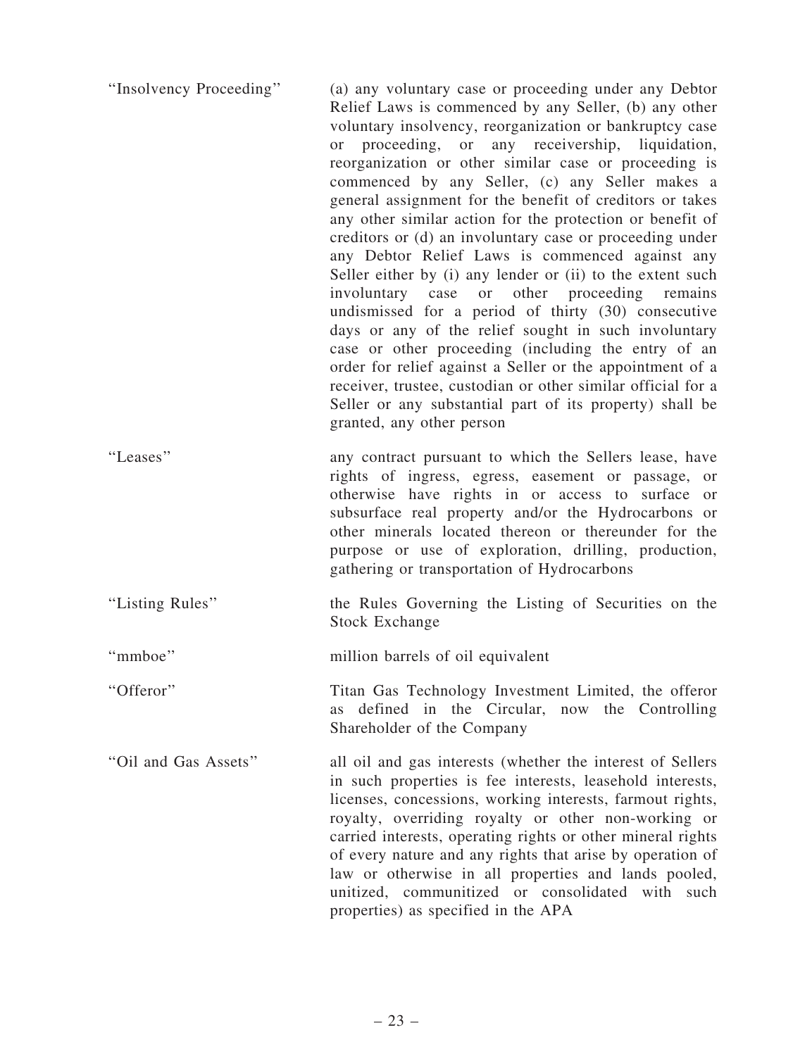| | |
|---|---|
| "Insolvency Proceeding" | (a) any voluntary case or proceeding under any Debtor Relief Laws is commenced by any Seller, (b) any other voluntary insolvency, reorganization or bankruptcy case or proceeding, or any receivership, liquidation, reorganization or other similar case or proceeding is commenced by any Seller, (c) any Seller makes a general assignment for the benefit of creditors or takes any other similar action for the protection or benefit of creditors or (d) an involuntary case or proceeding under any Debtor Relief Laws is commenced against any Seller either by (i) any lender or (ii) to the extent such involuntary case or other proceeding remains undismissed for a period of thirty (30) consecutive days or any of the relief sought in such involuntary case or other proceeding (including the entry of an order for relief against a Seller or the appointment of a receiver, trustee, custodian or other similar official for a Seller or any substantial part of its property) shall be granted, any other person |
| "Leases" | any contract pursuant to which the Sellers lease, have rights of ingress, egress, easement or passage, or otherwise have rights in or access to surface or subsurface real property and/or the Hydrocarbons or other minerals located thereon or thereunder for the purpose or use of exploration, drilling, production, gathering or transportation of Hydrocarbons |
| "Listing Rules" | the Rules Governing the Listing of Securities on the Stock Exchange |
| "mmboe" | million barrels of oil equivalent |
| "Offeror" | Titan Gas Technology Investment Limited, the offeror as defined in the Circular, now the Controlling Shareholder of the Company |
| "Oil and Gas Assets" | all oil and gas interests (whether the interest of Sellers in such properties is fee interests, leasehold interests, licenses, concessions, working interests, farmout rights, royalty, overriding royalty or other non-working or carried interests, operating rights or other mineral rights of every nature and any rights that arise by operation of law or otherwise in all properties and lands pooled, unitized, communitized or consolidated with such properties) as specified in the APA |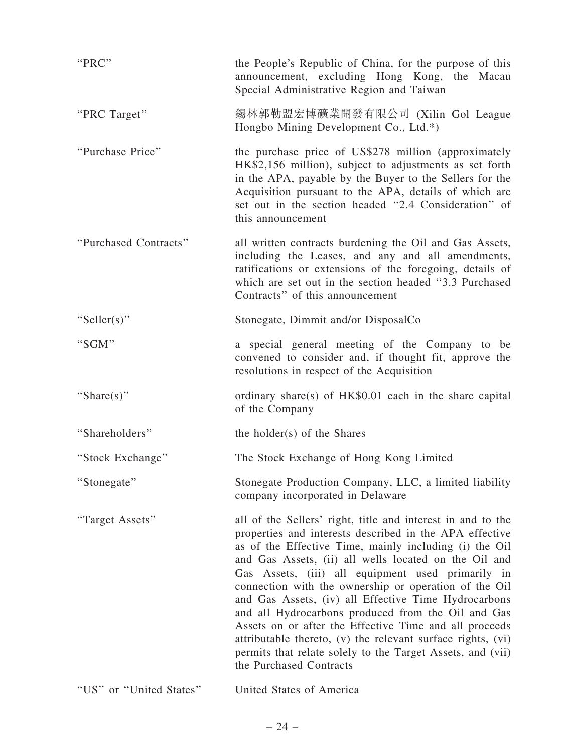| | |
|---|---|
| "PRC" | the People's Republic of China, for the purpose of this announcement, excluding Hong Kong, the Macau Special Administrative Region and Taiwan |
| "PRC Target" | 錫林郭勒盟宏博礦業開發有限公司 (Xilin Gol League Hongbo Mining Development Co., Ltd.*) |
| "Purchase Price" | the purchase price of US$278 million (approximately HK$2,156 million), subject to adjustments as set forth in the APA, payable by the Buyer to the Sellers for the Acquisition pursuant to the APA, details of which are set out in the section headed "2.4 Consideration" of this announcement |
| "Purchased Contracts" | all written contracts burdening the Oil and Gas Assets, including the Leases, and any and all amendments, ratifications or extensions of the foregoing, details of which are set out in the section headed "3.3 Purchased Contracts" of this announcement |
| "Seller(s)" | Stonegate, Dimmit and/or DisposalCo |
| "SGM" | a special general meeting of the Company to be convened to consider and, if thought fit, approve the resolutions in respect of the Acquisition |
| "Share(s)" | ordinary share(s) of HK$0.01 each in the share capital of the Company |
| "Shareholders" | the holder(s) of the Shares |
| "Stock Exchange" | The Stock Exchange of Hong Kong Limited |
| "Stonegate" | Stonegate Production Company, LLC, a limited liability company incorporated in Delaware |
| "Target Assets" | all of the Sellers' right, title and interest in and to the properties and interests described in the APA effective as of the Effective Time, mainly including (i) the Oil and Gas Assets, (ii) all wells located on the Oil and Gas Assets, (iii) all equipment used primarily in connection with the ownership or operation of the Oil and Gas Assets, (iv) all Effective Time Hydrocarbons and all Hydrocarbons produced from the Oil and Gas Assets on or after the Effective Time and all proceeds attributable thereto, (v) the relevant surface rights, (vi) permits that relate solely to the Target Assets, and (vii) the Purchased Contracts |
| "US" or "United States" | United States of America |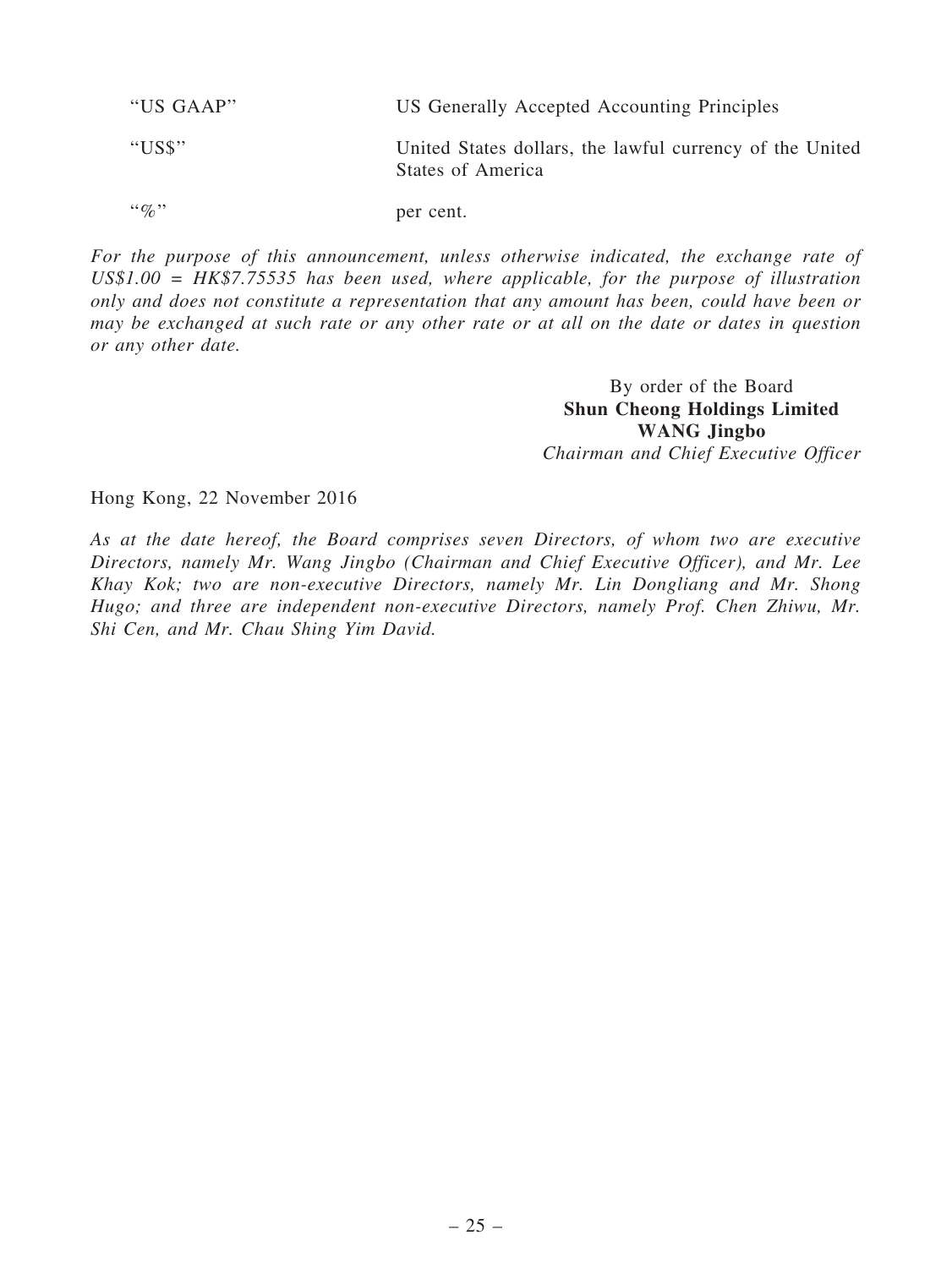| | |
|---|---|
| "US GAAP" | US Generally Accepted Accounting Principles |
| "US$" | United States dollars, the lawful currency of the United States of America |
| "%" | per cent. |

*For the purpose of this announcement, unless otherwise indicated, the exchange rate of US$1.00 = HK$7.75535 has been used, where applicable, for the purpose of illustration only and does not constitute a representation that any amount has been, could have been or may be exchanged at such rate or any other rate or at all on the date or dates in question or any other date.*

By order of the Board
**Shun Cheong Holdings Limited**
**WANG Jingbo**
*Chairman and Chief Executive Officer*

Hong Kong, 22 November 2016

*As at the date hereof, the Board comprises seven Directors, of whom two are executive Directors, namely Mr. Wang Jingbo (Chairman and Chief Executive Officer), and Mr. Lee Khay Kok; two are non-executive Directors, namely Mr. Lin Dongliang and Mr. Shong Hugo; and three are independent non-executive Directors, namely Prof. Chen Zhiwu, Mr. Shi Cen, and Mr. Chau Shing Yim David.*